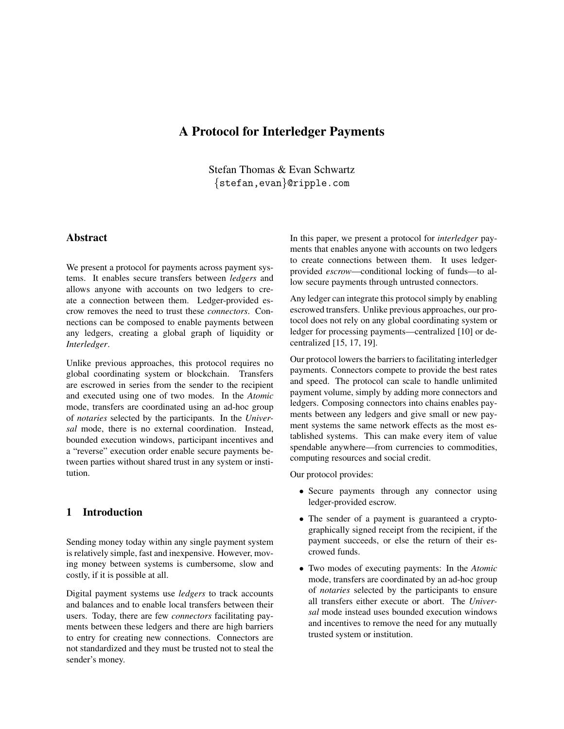# A Protocol for Interledger Payments

Stefan Thomas & Evan Schwartz
{stefan,evan}@ripple.com

## Abstract

We present a protocol for payments across payment systems. It enables secure transfers between *ledgers* and allows anyone with accounts on two ledgers to create a connection between them. Ledger-provided escrow removes the need to trust these *connectors*. Connections can be composed to enable payments between any ledgers, creating a global graph of liquidity or *Interledger*.

Unlike previous approaches, this protocol requires no global coordinating system or blockchain. Transfers are escrowed in series from the sender to the recipient and executed using one of two modes. In the *Atomic* mode, transfers are coordinated using an ad-hoc group of *notaries* selected by the participants. In the *Universal* mode, there is no external coordination. Instead, bounded execution windows, participant incentives and a "reverse" execution order enable secure payments between parties without shared trust in any system or institution.

## 1 Introduction

Sending money today within any single payment system is relatively simple, fast and inexpensive. However, moving money between systems is cumbersome, slow and costly, if it is possible at all.

Digital payment systems use *ledgers* to track accounts and balances and to enable local transfers between their users. Today, there are few *connectors* facilitating payments between these ledgers and there are high barriers to entry for creating new connections. Connectors are not standardized and they must be trusted not to steal the sender's money.

In this paper, we present a protocol for *interledger* payments that enables anyone with accounts on two ledgers to create connections between them. It uses ledger-provided *escrow*—conditional locking of funds—to allow secure payments through untrusted connectors.

Any ledger can integrate this protocol simply by enabling escrowed transfers. Unlike previous approaches, our protocol does not rely on any global coordinating system or ledger for processing payments—centralized [10] or decentralized [15, 17, 19].

Our protocol lowers the barriers to facilitating interledger payments. Connectors compete to provide the best rates and speed. The protocol can scale to handle unlimited payment volume, simply by adding more connectors and ledgers. Composing connectors into chains enables payments between any ledgers and give small or new payment systems the same network effects as the most established systems. This can make every item of value spendable anywhere—from currencies to commodities, computing resources and social credit.

Our protocol provides:

- Secure payments through any connector using ledger-provided escrow.
- The sender of a payment is guaranteed a cryptographically signed receipt from the recipient, if the payment succeeds, or else the return of their escrowed funds.
- Two modes of executing payments: In the *Atomic* mode, transfers are coordinated by an ad-hoc group of *notaries* selected by the participants to ensure all transfers either execute or abort. The *Universal* mode instead uses bounded execution windows and incentives to remove the need for any mutually trusted system or institution.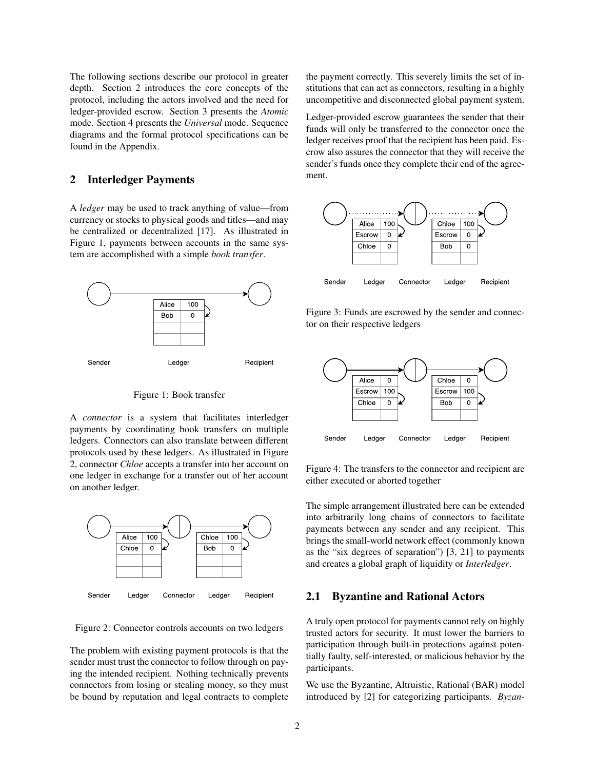The following sections describe our protocol in greater depth. Section 2 introduces the core concepts of the protocol, including the actors involved and the need for ledger-provided escrow. Section 3 presents the *Atomic* mode. Section 4 presents the *Universal* mode. Sequence diagrams and the formal protocol specifications can be found in the Appendix.

## 2 Interledger Payments

A *ledger* may be used to track anything of value—from currency or stocks to physical goods and titles—and may be centralized or decentralized [17]. As illustrated in Figure 1, payments between accounts in the same system are accomplished with a simple *book transfer*.

Figure 1: Book transfer

A *connector* is a system that facilitates interledger payments by coordinating book transfers on multiple ledgers. Connectors can also translate between different protocols used by these ledgers. As illustrated in Figure 2, connector *Chloe* accepts a transfer into her account on one ledger in exchange for a transfer out of her account on another ledger.

Figure 2: Connector controls accounts on two ledgers

The problem with existing payment protocols is that the sender must trust the connector to follow through on paying the intended recipient. Nothing technically prevents connectors from losing or stealing money, so they must be bound by reputation and legal contracts to complete the payment correctly. This severely limits the set of institutions that can act as connectors, resulting in a highly uncompetitive and disconnected global payment system.

Ledger-provided escrow guarantees the sender that their funds will only be transferred to the connector once the ledger receives proof that the recipient has been paid. Escrow also assures the connector that they will receive the sender's funds once they complete their end of the agreement.

Figure 3: Funds are escrowed by the sender and connector on their respective ledgers

Figure 4: The transfers to the connector and recipient are either executed or aborted together

The simple arrangement illustrated here can be extended into arbitrarily long chains of connectors to facilitate payments between any sender and any recipient. This brings the small-world network effect (commonly known as the "six degrees of separation") [3, 21] to payments and creates a global graph of liquidity or *Interledger*.

### 2.1 Byzantine and Rational Actors

A truly open protocol for payments cannot rely on highly trusted actors for security. It must lower the barriers to participation through built-in protections against potentially faulty, self-interested, or malicious behavior by the participants.

We use the Byzantine, Altruistic, Rational (BAR) model introduced by [2] for categorizing participants. *Byzan-*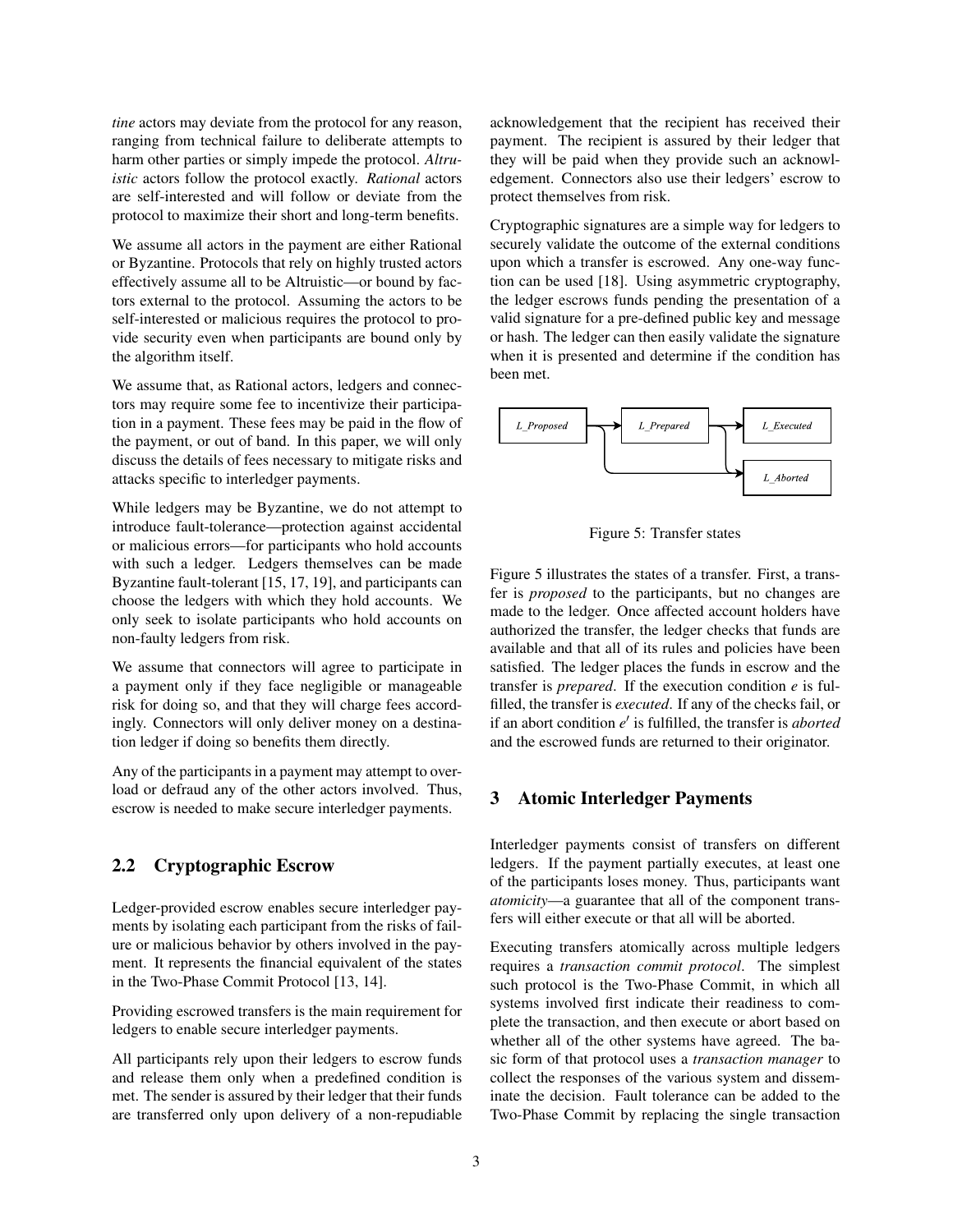*tine* actors may deviate from the protocol for any reason, ranging from technical failure to deliberate attempts to harm other parties or simply impede the protocol. *Altruistic* actors follow the protocol exactly. *Rational* actors are self-interested and will follow or deviate from the protocol to maximize their short and long-term benefits.

We assume all actors in the payment are either Rational or Byzantine. Protocols that rely on highly trusted actors effectively assume all to be Altruistic—or bound by factors external to the protocol. Assuming the actors to be self-interested or malicious requires the protocol to provide security even when participants are bound only by the algorithm itself.

We assume that, as Rational actors, ledgers and connectors may require some fee to incentivize their participation in a payment. These fees may be paid in the flow of the payment, or out of band. In this paper, we will only discuss the details of fees necessary to mitigate risks and attacks specific to interledger payments.

While ledgers may be Byzantine, we do not attempt to introduce fault-tolerance—protection against accidental or malicious errors—for participants who hold accounts with such a ledger. Ledgers themselves can be made Byzantine fault-tolerant [15, 17, 19], and participants can choose the ledgers with which they hold accounts. We only seek to isolate participants who hold accounts on non-faulty ledgers from risk.

We assume that connectors will agree to participate in a payment only if they face negligible or manageable risk for doing so, and that they will charge fees accordingly. Connectors will only deliver money on a destination ledger if doing so benefits them directly.

Any of the participants in a payment may attempt to overload or defraud any of the other actors involved. Thus, escrow is needed to make secure interledger payments.

## 2.2 Cryptographic Escrow

Ledger-provided escrow enables secure interledger payments by isolating each participant from the risks of failure or malicious behavior by others involved in the payment. It represents the financial equivalent of the states in the Two-Phase Commit Protocol [13, 14].

Providing escrowed transfers is the main requirement for ledgers to enable secure interledger payments.

All participants rely upon their ledgers to escrow funds and release them only when a predefined condition is met. The sender is assured by their ledger that their funds are transferred only upon delivery of a non-repudiable acknowledgement that the recipient has received their payment. The recipient is assured by their ledger that they will be paid when they provide such an acknowledgement. Connectors also use their ledgers' escrow to protect themselves from risk.

Cryptographic signatures are a simple way for ledgers to securely validate the outcome of the external conditions upon which a transfer is escrowed. Any one-way function can be used [18]. Using asymmetric cryptography, the ledger escrows funds pending the presentation of a valid signature for a pre-defined public key and message or hash. The ledger can then easily validate the signature when it is presented and determine if the condition has been met.

Figure 5: Transfer states

Figure 5 illustrates the states of a transfer. First, a transfer is *proposed* to the participants, but no changes are made to the ledger. Once affected account holders have authorized the transfer, the ledger checks that funds are available and that all of its rules and policies have been satisfied. The ledger places the funds in escrow and the transfer is *prepared*. If the execution condition $e$ is fulfilled, the transfer is *executed*. If any of the checks fail, or if an abort condition $e'$ is fulfilled, the transfer is *aborted* and the escrowed funds are returned to their originator.

## 3 Atomic Interledger Payments

Interledger payments consist of transfers on different ledgers. If the payment partially executes, at least one of the participants loses money. Thus, participants want *atomicity*—a guarantee that all of the component transfers will either execute or that all will be aborted.

Executing transfers atomically across multiple ledgers requires a *transaction commit protocol*. The simplest such protocol is the Two-Phase Commit, in which all systems involved first indicate their readiness to complete the transaction, and then execute or abort based on whether all of the other systems have agreed. The basic form of that protocol uses a *transaction manager* to collect the responses of the various system and disseminate the decision. Fault tolerance can be added to the Two-Phase Commit by replacing the single transaction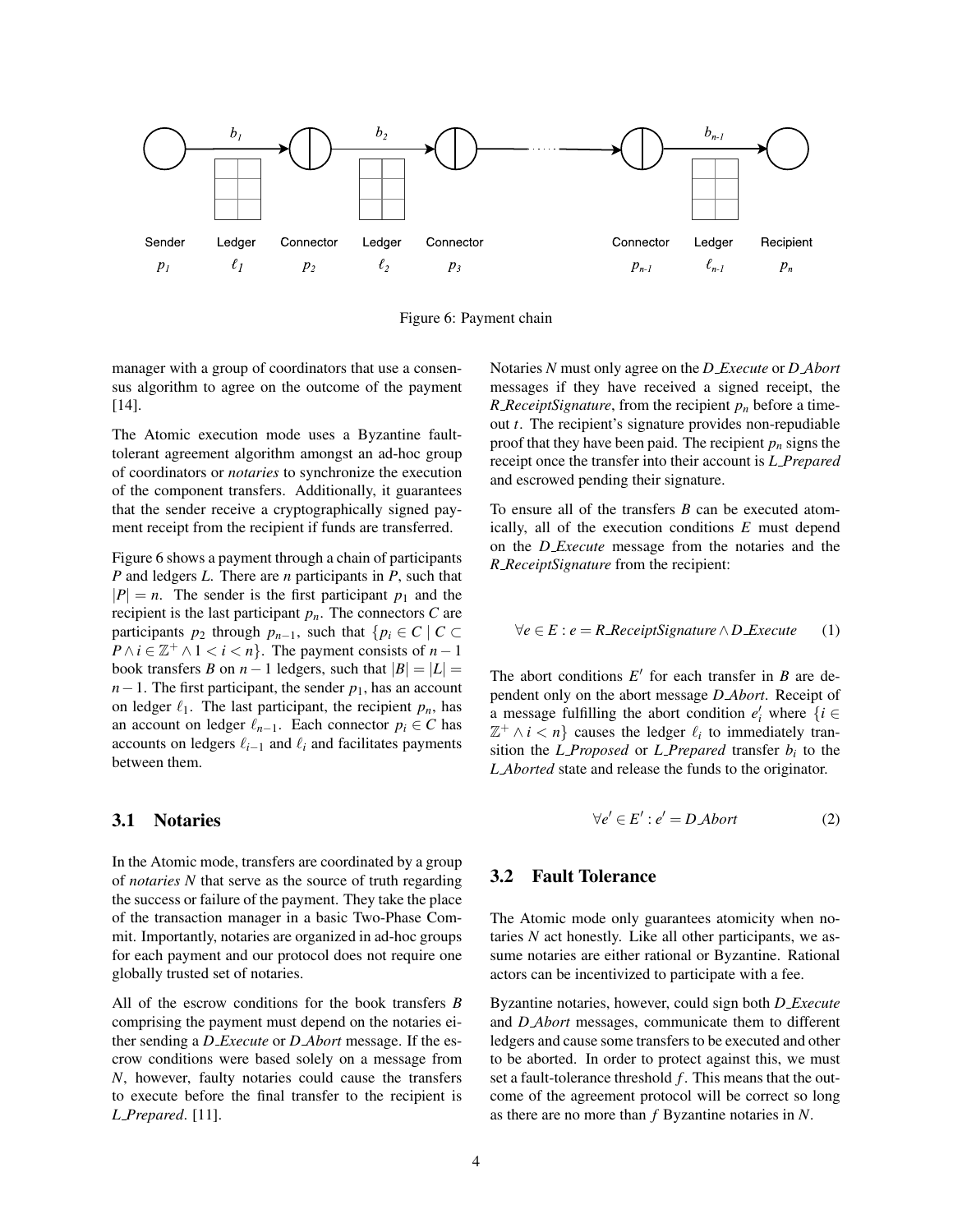Figure 6: Payment chain

manager with a group of coordinators that use a consensus algorithm to agree on the outcome of the payment [14].

The Atomic execution mode uses a Byzantine fault-tolerant agreement algorithm amongst an ad-hoc group of coordinators or *notaries* to synchronize the execution of the component transfers. Additionally, it guarantees that the sender receive a cryptographically signed payment receipt from the recipient if funds are transferred.

Figure 6 shows a payment through a chain of participants $P$ and ledgers $L$. There are $n$ participants in $P$, such that $|P| = n$. The sender is the first participant $p_1$ and the recipient is the last participant $p_n$. The connectors $C$ are participants $p_2$ through $p_{n-1}$, such that $\{p_i \in C \mid C \subset P \wedge i \in \mathbb{Z}^+ \wedge 1 < i < n\}$. The payment consists of $n-1$ book transfers $B$ on $n-1$ ledgers, such that $|B| = |L| = n-1$. The first participant, the sender $p_1$, has an account on ledger $\ell_1$. The last participant, the recipient $p_n$, has an account on ledger $\ell_{n-1}$. Each connector $p_i \in C$ has accounts on ledgers $\ell_{i-1}$ and $\ell_i$ and facilitates payments between them.

## 3.1 Notaries

In the Atomic mode, transfers are coordinated by a group of *notaries* $N$ that serve as the source of truth regarding the success or failure of the payment. They take the place of the transaction manager in a basic Two-Phase Commit. Importantly, notaries are organized in ad-hoc groups for each payment and our protocol does not require one globally trusted set of notaries.

All of the escrow conditions for the book transfers $B$ comprising the payment must depend on the notaries either sending a *D_Execute* or *D_Abort* message. If the escrow conditions were based solely on a message from $N$, however, faulty notaries could cause the transfers to execute before the final transfer to the recipient is *L_Prepared*. [11].

Notaries $N$ must only agree on the *D_Execute* or *D_Abort* messages if they have received a signed receipt, the *R_ReceiptSignature*, from the recipient $p_n$ before a timeout $t$. The recipient's signature provides non-repudiable proof that they have been paid. The recipient $p_n$ signs the receipt once the transfer into their account is *L_Prepared* and escrowed pending their signature.

To ensure all of the transfers $B$ can be executed atomically, all of the execution conditions $E$ must depend on the *D_Execute* message from the notaries and the *R_ReceiptSignature* from the recipient:

$$\forall e \in E : e = R\_ReceiptSignature \wedge D\_Execute \tag{1}$$

The abort conditions $E'$ for each transfer in $B$ are dependent only on the abort message *D_Abort*. Receipt of a message fulfilling the abort condition $e'_i$ where $\{i \in \mathbb{Z}^+ \wedge i < n\}$ causes the ledger $\ell_i$ to immediately transition the *L_Proposed* or *L_Prepared* transfer $b_i$ to the *L_Aborted* state and release the funds to the originator.

$$\forall e' \in E' : e' = D\_Abort \tag{2}$$

## 3.2 Fault Tolerance

The Atomic mode only guarantees atomicity when notaries $N$ act honestly. Like all other participants, we assume notaries are either rational or Byzantine. Rational actors can be incentivized to participate with a fee.

Byzantine notaries, however, could sign both *D_Execute* and *D_Abort* messages, communicate them to different ledgers and cause some transfers to be executed and other to be aborted. In order to protect against this, we must set a fault-tolerance threshold $f$. This means that the outcome of the agreement protocol will be correct so long as there are no more than $f$ Byzantine notaries in $N$.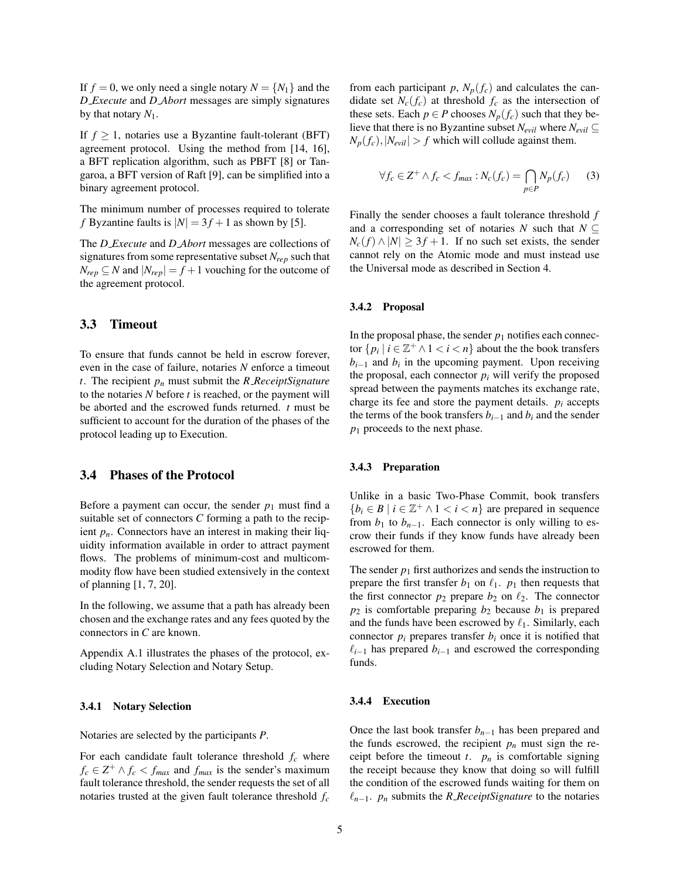If $f = 0$, we only need a single notary $N = \{N_1\}$ and the *D_Execute* and *D_Abort* messages are simply signatures by that notary $N_1$.

If $f \geq 1$, notaries use a Byzantine fault-tolerant (BFT) agreement protocol. Using the method from [14, 16], a BFT replication algorithm, such as PBFT [8] or Tangaroa, a BFT version of Raft [9], can be simplified into a binary agreement protocol.

The minimum number of processes required to tolerate $f$ Byzantine faults is $|N| = 3f + 1$ as shown by [5].

The *D_Execute* and *D_Abort* messages are collections of signatures from some representative subset $N_{rep}$ such that $N_{rep} \subseteq N$ and $|N_{rep}| = f + 1$ vouching for the outcome of the agreement protocol.

## 3.3 Timeout

To ensure that funds cannot be held in escrow forever, even in the case of failure, notaries $N$ enforce a timeout $t$. The recipient $p_n$ must submit the *R_ReceiptSignature* to the notaries $N$ before $t$ is reached, or the payment will be aborted and the escrowed funds returned. $t$ must be sufficient to account for the duration of the phases of the protocol leading up to Execution.

## 3.4 Phases of the Protocol

Before a payment can occur, the sender $p_1$ must find a suitable set of connectors $C$ forming a path to the recipient $p_n$. Connectors have an interest in making their liquidity information available in order to attract payment flows. The problems of minimum-cost and multicommodity flow have been studied extensively in the context of planning [1, 7, 20].

In the following, we assume that a path has already been chosen and the exchange rates and any fees quoted by the connectors in $C$ are known.

Appendix A.1 illustrates the phases of the protocol, excluding Notary Selection and Notary Setup.

### 3.4.1 Notary Selection

Notaries are selected by the participants $P$.

For each candidate fault tolerance threshold $f_c$ where $f_c \in Z^+ \wedge f_c < f_{max}$ and $f_{max}$ is the sender's maximum fault tolerance threshold, the sender requests the set of all notaries trusted at the given fault tolerance threshold $f_c$ from each participant $p$, $N_p(f_c)$ and calculates the candidate set $N_c(f_c)$ at threshold $f_c$ as the intersection of these sets. Each $p \in P$ chooses $N_p(f_c)$ such that they believe that there is no Byzantine subset $N_{evil}$ where $N_{evil} \subseteq N_p(f_c), |N_{evil}| > f$ which will collude against them.

$$\forall f_c \in Z^+ \wedge f_c < f_{max} : N_c(f_c) = \bigcap_{p \in P} N_p(f_c) \tag{3}$$

Finally the sender chooses a fault tolerance threshold $f$ and a corresponding set of notaries $N$ such that $N \subseteq N_c(f) \wedge |N| \geq 3f + 1$. If no such set exists, the sender cannot rely on the Atomic mode and must instead use the Universal mode as described in Section 4.

### 3.4.2 Proposal

In the proposal phase, the sender $p_1$ notifies each connector $\{p_i \mid i \in \mathbb{Z}^+ \wedge 1 < i < n\}$ about the the book transfers $b_{i-1}$ and $b_i$ in the upcoming payment. Upon receiving the proposal, each connector $p_i$ will verify the proposed spread between the payments matches its exchange rate, charge its fee and store the payment details. $p_i$ accepts the terms of the book transfers $b_{i-1}$ and $b_i$ and the sender $p_1$ proceeds to the next phase.

### 3.4.3 Preparation

Unlike in a basic Two-Phase Commit, book transfers $\{b_i \in B \mid i \in \mathbb{Z}^+ \wedge 1 < i < n\}$ are prepared in sequence from $b_1$ to $b_{n-1}$. Each connector is only willing to escrow their funds if they know funds have already been escrowed for them.

The sender $p_1$ first authorizes and sends the instruction to prepare the first transfer $b_1$ on $\ell_1$. $p_1$ then requests that the first connector $p_2$ prepare $b_2$ on $\ell_2$. The connector $p_2$ is comfortable preparing $b_2$ because $b_1$ is prepared and the funds have been escrowed by $\ell_1$. Similarly, each connector $p_i$ prepares transfer $b_i$ once it is notified that $\ell_{i-1}$ has prepared $b_{i-1}$ and escrowed the corresponding funds.

### 3.4.4 Execution

Once the last book transfer $b_{n-1}$ has been prepared and the funds escrowed, the recipient $p_n$ must sign the receipt before the timeout $t$. $p_n$ is comfortable signing the receipt because they know that doing so will fulfill the condition of the escrowed funds waiting for them on $\ell_{n-1}$. $p_n$ submits the *R_ReceiptSignature* to the notaries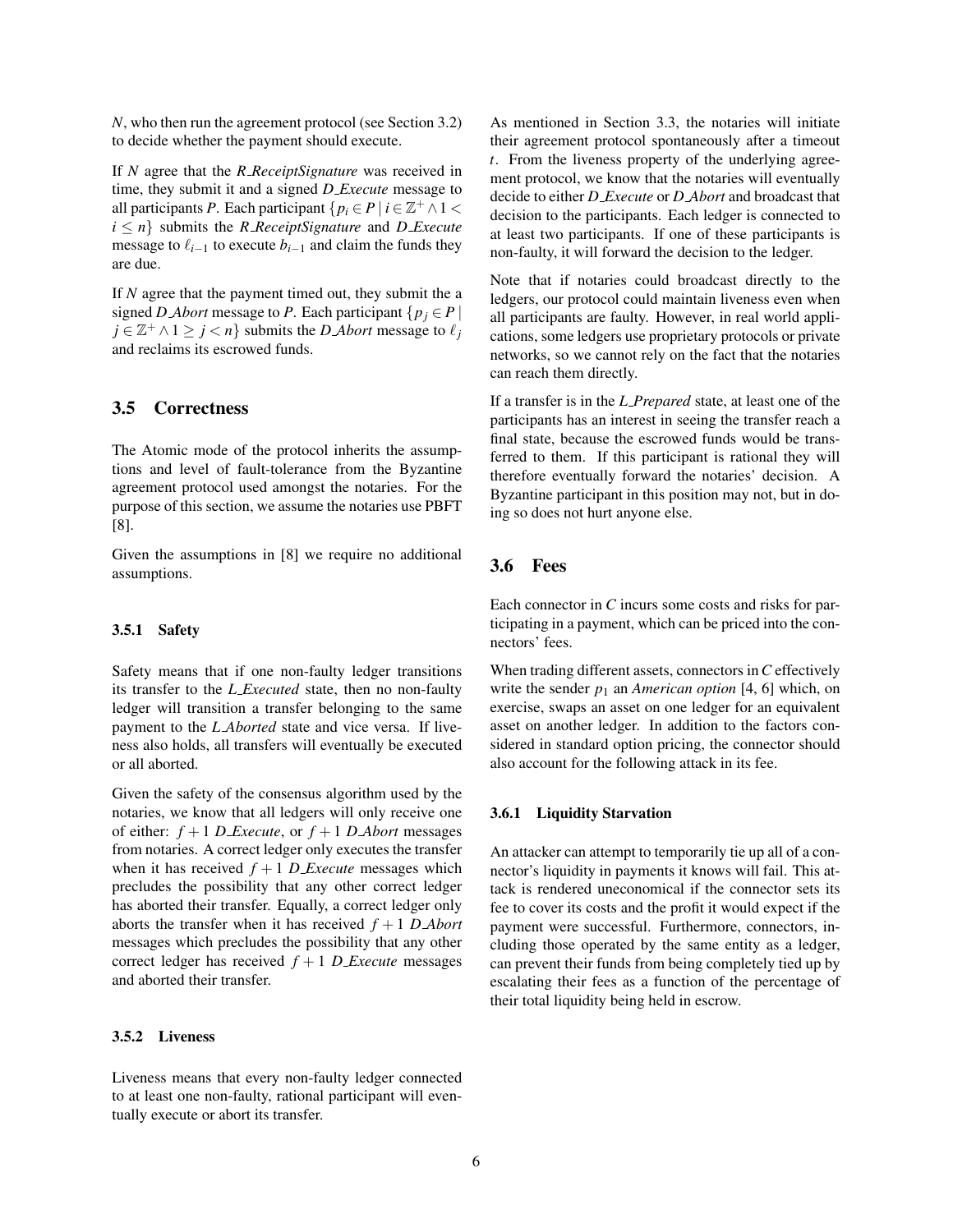*N*, who then run the agreement protocol (see Section 3.2) to decide whether the payment should execute.

If *N* agree that the *R_ReceiptSignature* was received in time, they submit it and a signed *D_Execute* message to all participants *P*. Each participant $\{p_i \in P \mid i \in \mathbb{Z}^+ \wedge 1 < i \leq n\}$ submits the *R_ReceiptSignature* and *D_Execute* message to $\ell_{i-1}$ to execute $b_{i-1}$ and claim the funds they are due.

If *N* agree that the payment timed out, they submit the a signed *D_Abort* message to *P*. Each participant $\{p_j \in P \mid j \in \mathbb{Z}^+ \wedge 1 \geq j < n\}$ submits the *D_Abort* message to $\ell_j$ and reclaims its escrowed funds.

## 3.5 Correctness

The Atomic mode of the protocol inherits the assumptions and level of fault-tolerance from the Byzantine agreement protocol used amongst the notaries. For the purpose of this section, we assume the notaries use PBFT [8].

Given the assumptions in [8] we require no additional assumptions.

### 3.5.1 Safety

Safety means that if one non-faulty ledger transitions its transfer to the *L_Executed* state, then no non-faulty ledger will transition a transfer belonging to the same payment to the *L_Aborted* state and vice versa. If liveness also holds, all transfers will eventually be executed or all aborted.

Given the safety of the consensus algorithm used by the notaries, we know that all ledgers will only receive one of either: $f+1$ *D_Execute*, or $f+1$ *D_Abort* messages from notaries. A correct ledger only executes the transfer when it has received $f+1$ *D_Execute* messages which precludes the possibility that any other correct ledger has aborted their transfer. Equally, a correct ledger only aborts the transfer when it has received $f+1$ *D_Abort* messages which precludes the possibility that any other correct ledger has received $f+1$ *D_Execute* messages and aborted their transfer.

### 3.5.2 Liveness

Liveness means that every non-faulty ledger connected to at least one non-faulty, rational participant will eventually execute or abort its transfer.

As mentioned in Section 3.3, the notaries will initiate their agreement protocol spontaneously after a timeout $t$. From the liveness property of the underlying agreement protocol, we know that the notaries will eventually decide to either *D_Execute* or *D_Abort* and broadcast that decision to the participants. Each ledger is connected to at least two participants. If one of these participants is non-faulty, it will forward the decision to the ledger.

Note that if notaries could broadcast directly to the ledgers, our protocol could maintain liveness even when all participants are faulty. However, in real world applications, some ledgers use proprietary protocols or private networks, so we cannot rely on the fact that the notaries can reach them directly.

If a transfer is in the *L_Prepared* state, at least one of the participants has an interest in seeing the transfer reach a final state, because the escrowed funds would be transferred to them. If this participant is rational they will therefore eventually forward the notaries' decision. A Byzantine participant in this position may not, but in doing so does not hurt anyone else.

## 3.6 Fees

Each connector in *C* incurs some costs and risks for participating in a payment, which can be priced into the connectors' fees.

When trading different assets, connectors in *C* effectively write the sender $p_1$ an *American option* [4, 6] which, on exercise, swaps an asset on one ledger for an equivalent asset on another ledger. In addition to the factors considered in standard option pricing, the connector should also account for the following attack in its fee.

### 3.6.1 Liquidity Starvation

An attacker can attempt to temporarily tie up all of a connector's liquidity in payments it knows will fail. This attack is rendered uneconomical if the connector sets its fee to cover its costs and the profit it would expect if the payment were successful. Furthermore, connectors, including those operated by the same entity as a ledger, can prevent their funds from being completely tied up by escalating their fees as a function of the percentage of their total liquidity being held in escrow.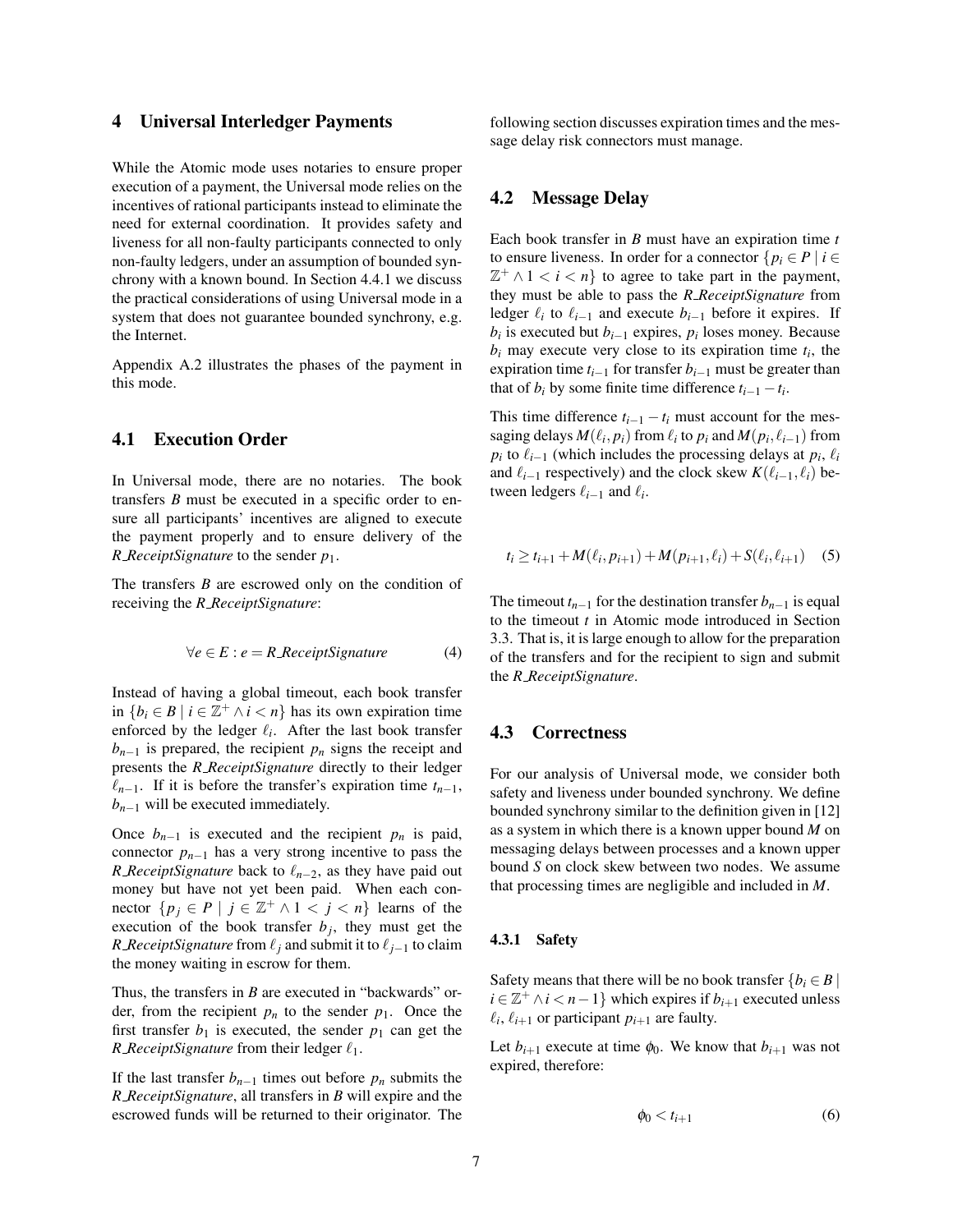## 4 Universal Interledger Payments

While the Atomic mode uses notaries to ensure proper execution of a payment, the Universal mode relies on the incentives of rational participants instead to eliminate the need for external coordination. It provides safety and liveness for all non-faulty participants connected to only non-faulty ledgers, under an assumption of bounded synchrony with a known bound. In Section 4.4.1 we discuss the practical considerations of using Universal mode in a system that does not guarantee bounded synchrony, e.g. the Internet.

Appendix A.2 illustrates the phases of the payment in this mode.

### 4.1 Execution Order

In Universal mode, there are no notaries. The book transfers $B$ must be executed in a specific order to ensure all participants' incentives are aligned to execute the payment properly and to ensure delivery of the *R_ReceiptSignature* to the sender $p_1$.

The transfers $B$ are escrowed only on the condition of receiving the *R_ReceiptSignature*:

$$\forall e \in E : e = R\_ReceiptSignature \tag{4}$$

Instead of having a global timeout, each book transfer in $\{b_i \in B \mid i \in \mathbb{Z}^+ \wedge i < n\}$ has its own expiration time enforced by the ledger $\ell_i$. After the last book transfer $b_{n-1}$ is prepared, the recipient $p_n$ signs the receipt and presents the *R_ReceiptSignature* directly to their ledger $\ell_{n-1}$. If it is before the transfer's expiration time $t_{n-1}$, $b_{n-1}$ will be executed immediately.

Once $b_{n-1}$ is executed and the recipient $p_n$ is paid, connector $p_{n-1}$ has a very strong incentive to pass the *R_ReceiptSignature* back to $\ell_{n-2}$, as they have paid out money but have not yet been paid. When each connector $\{p_j \in P \mid j \in \mathbb{Z}^+ \wedge 1 < j < n\}$ learns of the execution of the book transfer $b_j$, they must get the *R_ReceiptSignature* from $\ell_j$ and submit it to $\ell_{j-1}$ to claim the money waiting in escrow for them.

Thus, the transfers in $B$ are executed in "backwards" order, from the recipient $p_n$ to the sender $p_1$. Once the first transfer $b_1$ is executed, the sender $p_1$ can get the *R_ReceiptSignature* from their ledger $\ell_1$.

If the last transfer $b_{n-1}$ times out before $p_n$ submits the *R_ReceiptSignature*, all transfers in $B$ will expire and the escrowed funds will be returned to their originator. The following section discusses expiration times and the message delay risk connectors must manage.

### 4.2 Message Delay

Each book transfer in $B$ must have an expiration time $t$ to ensure liveness. In order for a connector $\{p_i \in P \mid i \in \mathbb{Z}^+ \wedge 1 < i < n\}$ to agree to take part in the payment, they must be able to pass the *R_ReceiptSignature* from ledger $\ell_i$ to $\ell_{i-1}$ and execute $b_{i-1}$ before it expires. If $b_i$ is executed but $b_{i-1}$ expires, $p_i$ loses money. Because $b_i$ may execute very close to its expiration time $t_i$, the expiration time $t_{i-1}$ for transfer $b_{i-1}$ must be greater than that of $b_i$ by some finite time difference $t_{i-1} - t_i$.

This time difference $t_{i-1} - t_i$ must account for the messaging delays $M(\ell_i, p_i)$ from $\ell_i$ to $p_i$ and $M(p_i, \ell_{i-1})$ from $p_i$ to $\ell_{i-1}$ (which includes the processing delays at $p_i$, $\ell_i$ and $\ell_{i-1}$ respectively) and the clock skew $K(\ell_{i-1}, \ell_i)$ between ledgers $\ell_{i-1}$ and $\ell_i$.

$$t_i \geq t_{i+1} + M(\ell_i, p_{i+1}) + M(p_{i+1}, \ell_i) + S(\ell_i, \ell_{i+1}) \tag{5}$$

The timeout $t_{n-1}$ for the destination transfer $b_{n-1}$ is equal to the timeout $t$ in Atomic mode introduced in Section 3.3. That is, it is large enough to allow for the preparation of the transfers and for the recipient to sign and submit the *R_ReceiptSignature*.

### 4.3 Correctness

For our analysis of Universal mode, we consider both safety and liveness under bounded synchrony. We define bounded synchrony similar to the definition given in [12] as a system in which there is a known upper bound $M$ on messaging delays between processes and a known upper bound $S$ on clock skew between two nodes. We assume that processing times are negligible and included in $M$.

#### 4.3.1 Safety

Safety means that there will be no book transfer $\{b_i \in B \mid i \in \mathbb{Z}^+ \wedge i < n-1\}$ which expires if $b_{i+1}$ executed unless $\ell_i$, $\ell_{i+1}$ or participant $p_{i+1}$ are faulty.

Let $b_{i+1}$ execute at time $\phi_0$. We know that $b_{i+1}$ was not expired, therefore:

$$\phi_0 < t_{i+1} \tag{6}$$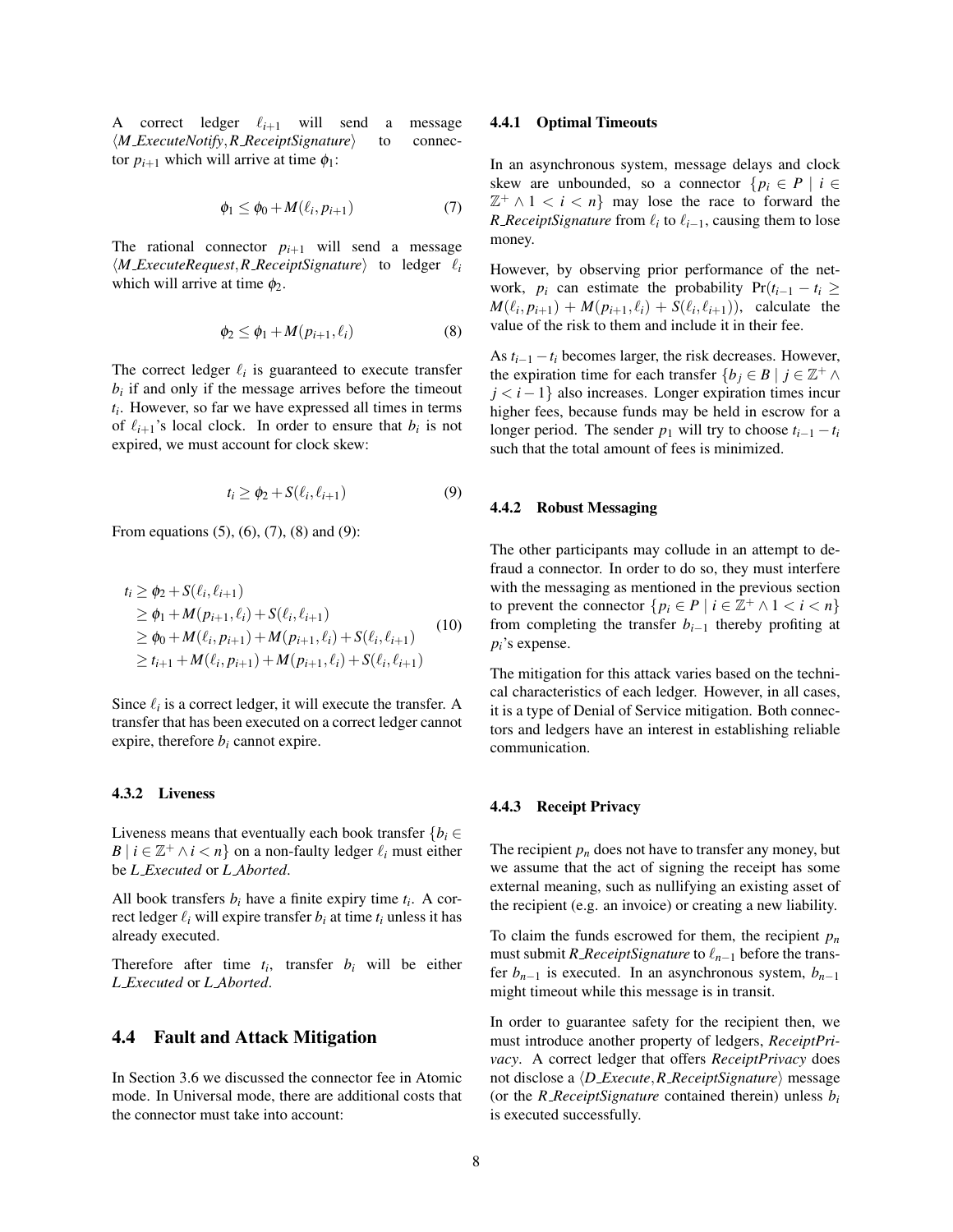A correct ledger $\ell_{i+1}$ will send a message $\langle M\_ExecuteNotify, R\_ReceiptSignature \rangle$ to connector $p_{i+1}$ which will arrive at time $\phi_1$:

$$\phi_1 \leq \phi_0 + M(\ell_i, p_{i+1}) \tag{7}$$

The rational connector $p_{i+1}$ will send a message $\langle M\_ExecuteRequest, R\_ReceiptSignature \rangle$ to ledger $\ell_i$ which will arrive at time $\phi_2$.

$$\phi_2 \leq \phi_1 + M(p_{i+1}, \ell_i) \tag{8}$$

The correct ledger $\ell_i$ is guaranteed to execute transfer $b_i$ if and only if the message arrives before the timeout $t_i$. However, so far we have expressed all times in terms of $\ell_{i+1}$'s local clock. In order to ensure that $b_i$ is not expired, we must account for clock skew:

$$t_i \geq \phi_2 + S(\ell_i, \ell_{i+1}) \tag{9}$$

From equations (5), (6), (7), (8) and (9):

$$\begin{aligned} t_i &\geq \phi_2 + S(\ell_i, \ell_{i+1}) \\ &\geq \phi_1 + M(p_{i+1}, \ell_i) + S(\ell_i, \ell_{i+1}) \\ &\geq \phi_0 + M(\ell_i, p_{i+1}) + M(p_{i+1}, \ell_i) + S(\ell_i, \ell_{i+1}) \\ &\geq t_{i+1} + M(\ell_i, p_{i+1}) + M(p_{i+1}, \ell_i) + S(\ell_i, \ell_{i+1}) \end{aligned} \tag{10}$$

Since $\ell_i$ is a correct ledger, it will execute the transfer. A transfer that has been executed on a correct ledger cannot expire, therefore $b_i$ cannot expire.

#### 4.3.2 Liveness

Liveness means that eventually each book transfer $\{b_i \in B \mid i \in \mathbb{Z}^+ \wedge i < n\}$ on a non-faulty ledger $\ell_i$ must either be *L_Executed* or *L_Aborted*.

All book transfers $b_i$ have a finite expiry time $t_i$. A correct ledger $\ell_i$ will expire transfer $b_i$ at time $t_i$ unless it has already executed.

Therefore after time $t_i$, transfer $b_i$ will be either *L_Executed* or *L_Aborted*.

### 4.4 Fault and Attack Mitigation

In Section 3.6 we discussed the connector fee in Atomic mode. In Universal mode, there are additional costs that the connector must take into account:

#### 4.4.1 Optimal Timeouts

In an asynchronous system, message delays and clock skew are unbounded, so a connector $\{p_i \in P \mid i \in \mathbb{Z}^+ \wedge 1 < i < n\}$ may lose the race to forward the *R_ReceiptSignature* from $\ell_i$ to $\ell_{i-1}$, causing them to lose money.

However, by observing prior performance of the network, $p_i$ can estimate the probability $\Pr(t_{i-1} - t_i \geq M(\ell_i, p_{i+1}) + M(p_{i+1}, \ell_i) + S(\ell_i, \ell_{i+1}))$, calculate the value of the risk to them and include it in their fee.

As $t_{i-1} - t_i$ becomes larger, the risk decreases. However, the expiration time for each transfer $\{b_j \in B \mid j \in \mathbb{Z}^+ \wedge j < i-1\}$ also increases. Longer expiration times incur higher fees, because funds may be held in escrow for a longer period. The sender $p_1$ will try to choose $t_{i-1} - t_i$ such that the total amount of fees is minimized.

#### 4.4.2 Robust Messaging

The other participants may collude in an attempt to defraud a connector. In order to do so, they must interfere with the messaging as mentioned in the previous section to prevent the connector $\{p_i \in P \mid i \in \mathbb{Z}^+ \wedge 1 < i < n\}$ from completing the transfer $b_{i-1}$ thereby profiting at $p_i$'s expense.

The mitigation for this attack varies based on the technical characteristics of each ledger. However, in all cases, it is a type of Denial of Service mitigation. Both connectors and ledgers have an interest in establishing reliable communication.

#### 4.4.3 Receipt Privacy

The recipient $p_n$ does not have to transfer any money, but we assume that the act of signing the receipt has some external meaning, such as nullifying an existing asset of the recipient (e.g. an invoice) or creating a new liability.

To claim the funds escrowed for them, the recipient $p_n$ must submit *R_ReceiptSignature* to $\ell_{n-1}$ before the transfer $b_{n-1}$ is executed. In an asynchronous system, $b_{n-1}$ might timeout while this message is in transit.

In order to guarantee safety for the recipient then, we must introduce another property of ledgers, *ReceiptPrivacy*. A correct ledger that offers *ReceiptPrivacy* does not disclose a $\langle D\_Execute, R\_ReceiptSignature \rangle$ message (or the *R_ReceiptSignature* contained therein) unless $b_i$ is executed successfully.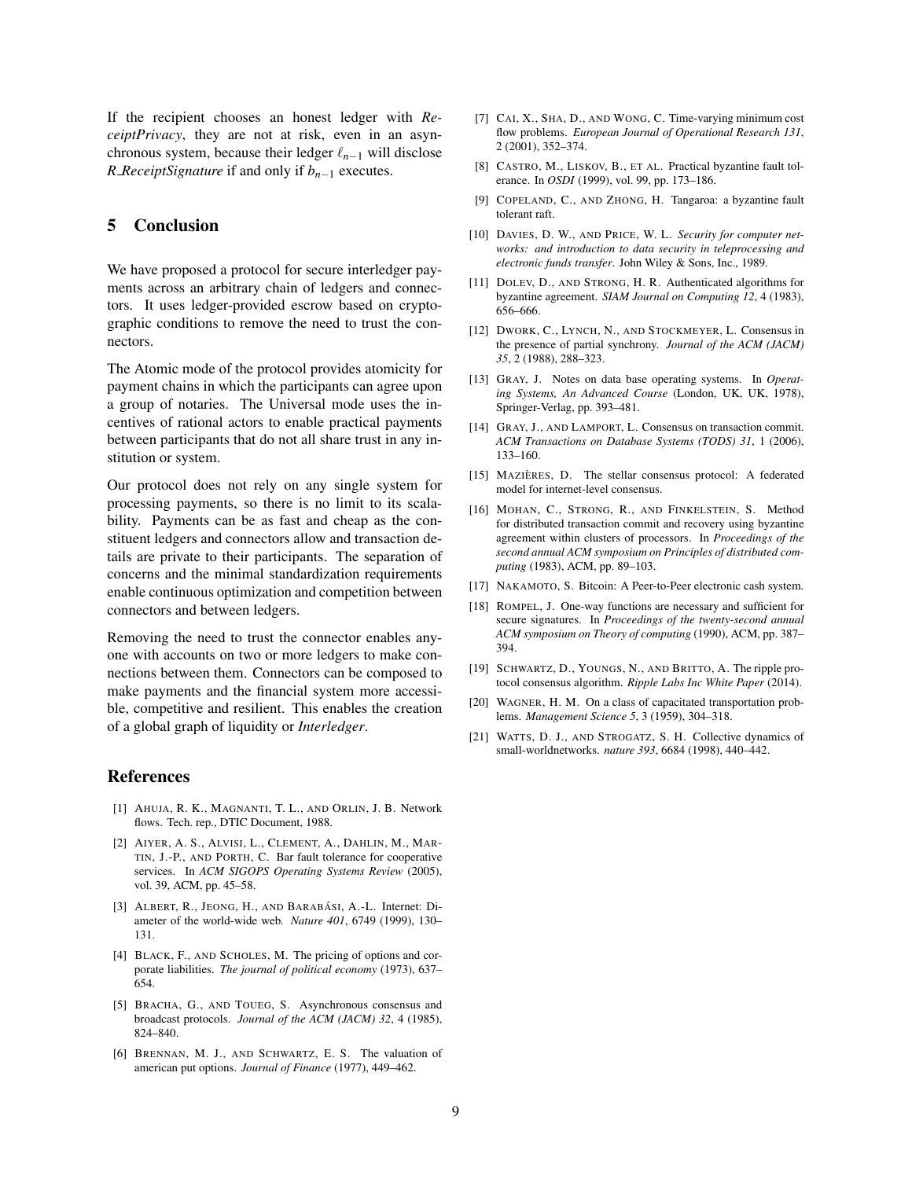If the recipient chooses an honest ledger with *ReceiptPrivacy*, they are not at risk, even in an asynchronous system, because their ledger $\ell_{n-1}$ will disclose *R_ReceiptSignature* if and only if $b_{n-1}$ executes.

## 5 Conclusion

We have proposed a protocol for secure interledger payments across an arbitrary chain of ledgers and connectors. It uses ledger-provided escrow based on cryptographic conditions to remove the need to trust the connectors.

The Atomic mode of the protocol provides atomicity for payment chains in which the participants can agree upon a group of notaries. The Universal mode uses the incentives of rational actors to enable practical payments between participants that do not all share trust in any institution or system.

Our protocol does not rely on any single system for processing payments, so there is no limit to its scalability. Payments can be as fast and cheap as the constituent ledgers and connectors allow and transaction details are private to their participants. The separation of concerns and the minimal standardization requirements enable continuous optimization and competition between connectors and between ledgers.

Removing the need to trust the connector enables anyone with accounts on two or more ledgers to make connections between them. Connectors can be composed to make payments and the financial system more accessible, competitive and resilient. This enables the creation of a global graph of liquidity or *Interledger*.

## References

[1] AHUJA, R. K., MAGNANTI, T. L., AND ORLIN, J. B. Network flows. Tech. rep., DTIC Document, 1988.

[2] AIYER, A. S., ALVISI, L., CLEMENT, A., DAHLIN, M., MARTIN, J.-P., AND PORTH, C. Bar fault tolerance for cooperative services. In *ACM SIGOPS Operating Systems Review* (2005), vol. 39, ACM, pp. 45–58.

[3] ALBERT, R., JEONG, H., AND BARABÁSI, A.-L. Internet: Diameter of the world-wide web. *Nature 401*, 6749 (1999), 130–131.

[4] BLACK, F., AND SCHOLES, M. The pricing of options and corporate liabilities. *The journal of political economy* (1973), 637–654.

[5] BRACHA, G., AND TOUEG, S. Asynchronous consensus and broadcast protocols. *Journal of the ACM (JACM) 32*, 4 (1985), 824–840.

[6] BRENNAN, M. J., AND SCHWARTZ, E. S. The valuation of american put options. *Journal of Finance* (1977), 449–462.

[7] CAI, X., SHA, D., AND WONG, C. Time-varying minimum cost flow problems. *European Journal of Operational Research 131*, 2 (2001), 352–374.

[8] CASTRO, M., LISKOV, B., ET AL. Practical byzantine fault tolerance. In *OSDI* (1999), vol. 99, pp. 173–186.

[9] COPELAND, C., AND ZHONG, H. Tangaroa: a byzantine fault tolerant raft.

[10] DAVIES, D. W., AND PRICE, W. L. *Security for computer networks: and introduction to data security in teleprocessing and electronic funds transfer*. John Wiley & Sons, Inc., 1989.

[11] DOLEV, D., AND STRONG, H. R. Authenticated algorithms for byzantine agreement. *SIAM Journal on Computing 12*, 4 (1983), 656–666.

[12] DWORK, C., LYNCH, N., AND STOCKMEYER, L. Consensus in the presence of partial synchrony. *Journal of the ACM (JACM) 35*, 2 (1988), 288–323.

[13] GRAY, J. Notes on data base operating systems. In *Operating Systems, An Advanced Course* (London, UK, UK, 1978), Springer-Verlag, pp. 393–481.

[14] GRAY, J., AND LAMPORT, L. Consensus on transaction commit. *ACM Transactions on Database Systems (TODS) 31*, 1 (2006), 133–160.

[15] MAZIÈRES, D. The stellar consensus protocol: A federated model for internet-level consensus.

[16] MOHAN, C., STRONG, R., AND FINKELSTEIN, S. Method for distributed transaction commit and recovery using byzantine agreement within clusters of processors. In *Proceedings of the second annual ACM symposium on Principles of distributed computing* (1983), ACM, pp. 89–103.

[17] NAKAMOTO, S. Bitcoin: A Peer-to-Peer electronic cash system.

[18] ROMPEL, J. One-way functions are necessary and sufficient for secure signatures. In *Proceedings of the twenty-second annual ACM symposium on Theory of computing* (1990), ACM, pp. 387–394.

[19] SCHWARTZ, D., YOUNGS, N., AND BRITTO, A. The ripple protocol consensus algorithm. *Ripple Labs Inc White Paper* (2014).

[20] WAGNER, H. M. On a class of capacitated transportation problems. *Management Science 5*, 3 (1959), 304–318.

[21] WATTS, D. J., AND STROGATZ, S. H. Collective dynamics of small-worldnetworks. *nature 393*, 6684 (1998), 440–442.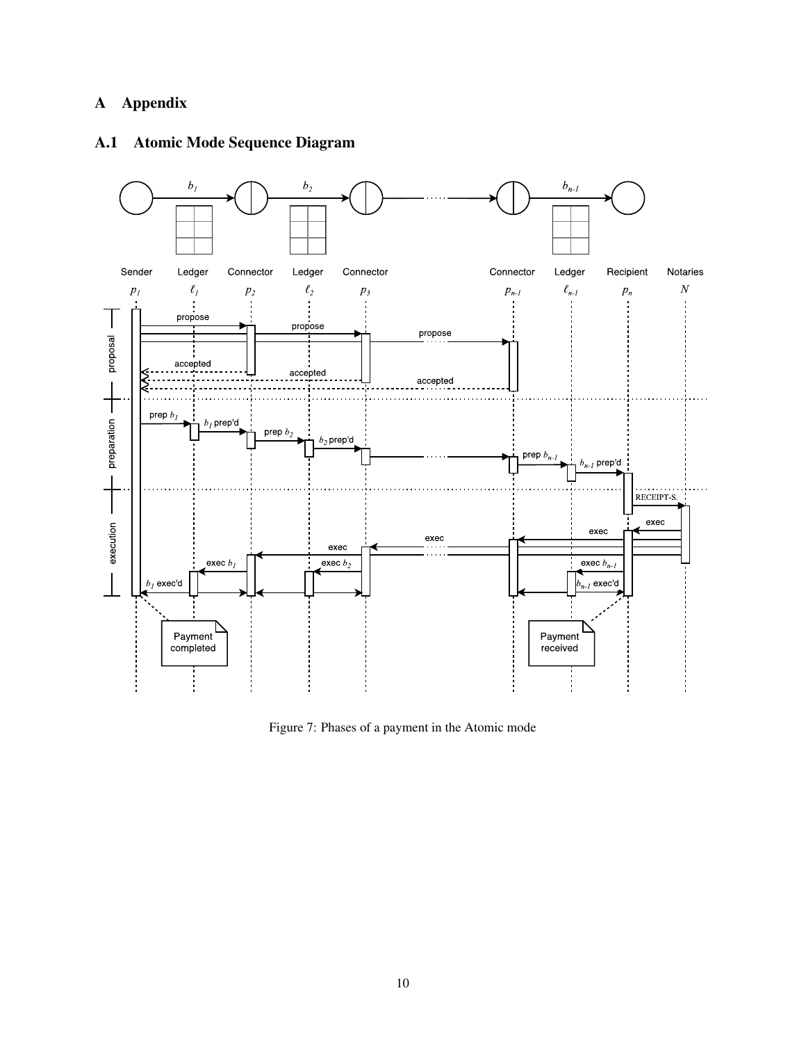# A Appendix

## A.1 Atomic Mode Sequence Diagram

Figure 7: Phases of a payment in the Atomic mode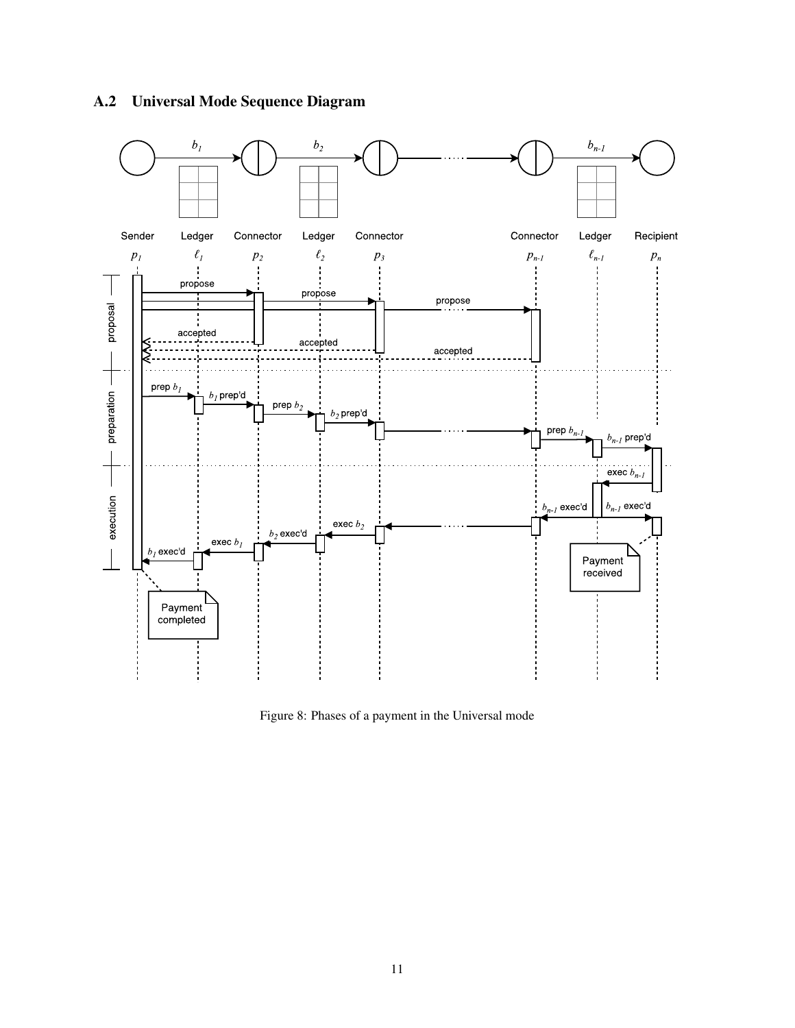## A.2 Universal Mode Sequence Diagram

Figure 8: Phases of a payment in the Universal mode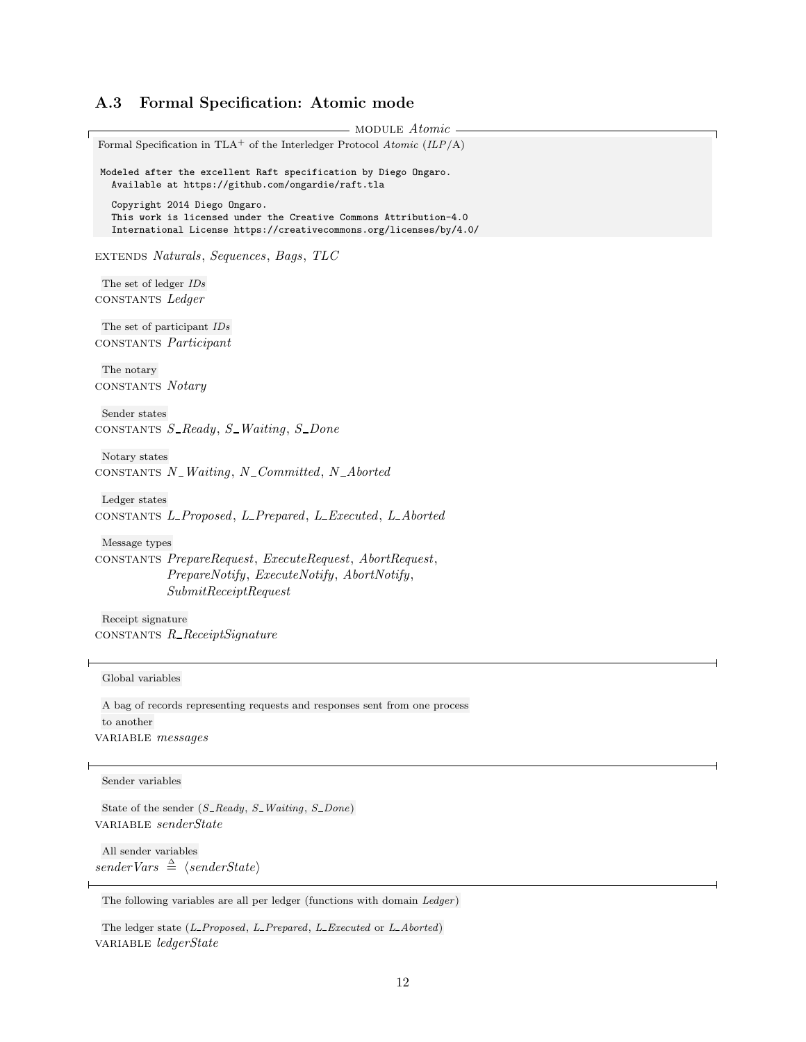## A.3 Formal Specification: Atomic mode

MODULE *Atomic*

Formal Specification in TLA+ of the Interledger Protocol *Atomic* (*ILP*/A)

```
Modeled after the excellent Raft specification by Diego Ongaro.
  Available at https://github.com/ongardie/raft.tla

  Copyright 2014 Diego Ongaro.
  This work is licensed under the Creative Commons Attribution-4.0
  International License https://creativecommons.org/licenses/by/4.0/
```

EXTENDS *Naturals*, *Sequences*, *Bags*, *TLC*

The set of ledger *IDs*
CONSTANTS *Ledger*

The set of participant *IDs*
CONSTANTS *Participant*

The notary
CONSTANTS *Notary*

Sender states
CONSTANTS *S_Ready*, *S_Waiting*, *S_Done*

Notary states
CONSTANTS *N_Waiting*, *N_Committed*, *N_Aborted*

Ledger states
CONSTANTS *L_Proposed*, *L_Prepared*, *L_Executed*, *L_Aborted*

Message types
CONSTANTS *PrepareRequest*, *ExecuteRequest*, *AbortRequest*,
*PrepareNotify*, *ExecuteNotify*, *AbortNotify*,
*SubmitReceiptRequest*

Receipt signature
CONSTANTS *R_ReceiptSignature*

---

Global variables

A bag of records representing requests and responses sent from one process to another
VARIABLE *messages*

---

Sender variables

State of the sender (*S_Ready*, *S_Waiting*, *S_Done*)
VARIABLE *senderState*

All sender variables
$senderVars \triangleq \langle senderState \rangle$

---

The following variables are all per ledger (functions with domain *Ledger*)

The ledger state (*L_Proposed*, *L_Prepared*, *L_Executed* or *L_Aborted*)
VARIABLE *ledgerState*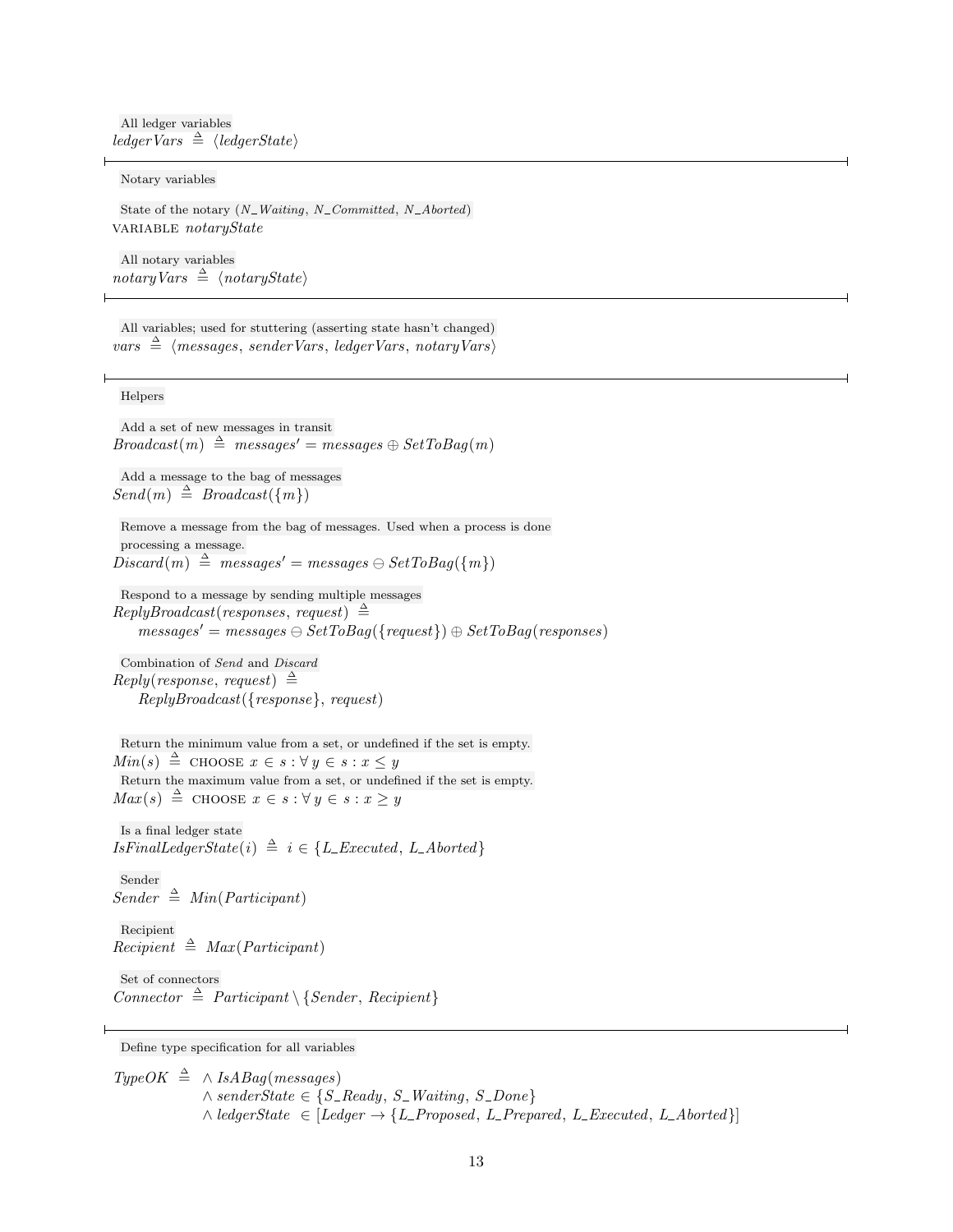All ledger variables

$ledgerVars \triangleq \langle ledgerState \rangle$

---

Notary variables

State of the notary ($N\_Waiting$, $N\_Committed$, $N\_Aborted$)

VARIABLE $notaryState$

All notary variables

$notaryVars \triangleq \langle notaryState \rangle$

---

All variables; used for stuttering (asserting state hasn't changed)

$vars \triangleq \langle messages, senderVars, ledgerVars, notaryVars \rangle$

---

Helpers

Add a set of new messages in transit

$Broadcast(m) \triangleq messages' = messages \oplus SetToBag(m)$

Add a message to the bag of messages

$Send(m) \triangleq Broadcast(\{m\})$

Remove a message from the bag of messages. Used when a process is done processing a message.

$Discard(m) \triangleq messages' = messages \ominus SetToBag(\{m\})$

Respond to a message by sending multiple messages

$ReplyBroadcast(responses, request) \triangleq$
$\quad messages' = messages \ominus SetToBag(\{request\}) \oplus SetToBag(responses)$

Combination of *Send* and *Discard*

$Reply(response, request) \triangleq$
$\quad ReplyBroadcast(\{response\}, request)$

Return the minimum value from a set, or undefined if the set is empty.

$Min(s) \triangleq \text{CHOOSE } x \in s : \forall y \in s : x \leq y$

Return the maximum value from a set, or undefined if the set is empty.

$Max(s) \triangleq \text{CHOOSE } x \in s : \forall y \in s : x \geq y$

Is a final ledger state

$IsFinalLedgerState(i) \triangleq i \in \{L\_Executed, L\_Aborted\}$

Sender

$Sender \triangleq Min(Participant)$

Recipient

$Recipient \triangleq Max(Participant)$

Set of connectors

$Connector \triangleq Participant \setminus \{Sender, Recipient\}$

---

Define type specification for all variables

$TypeOK \triangleq \land IsABag(messages)$
$\quad\quad \land senderState \in \{S\_Ready, S\_Waiting, S\_Done\}$
$\quad\quad \land ledgerState \in [Ledger \rightarrow \{L\_Proposed, L\_Prepared, L\_Executed, L\_Aborted\}]$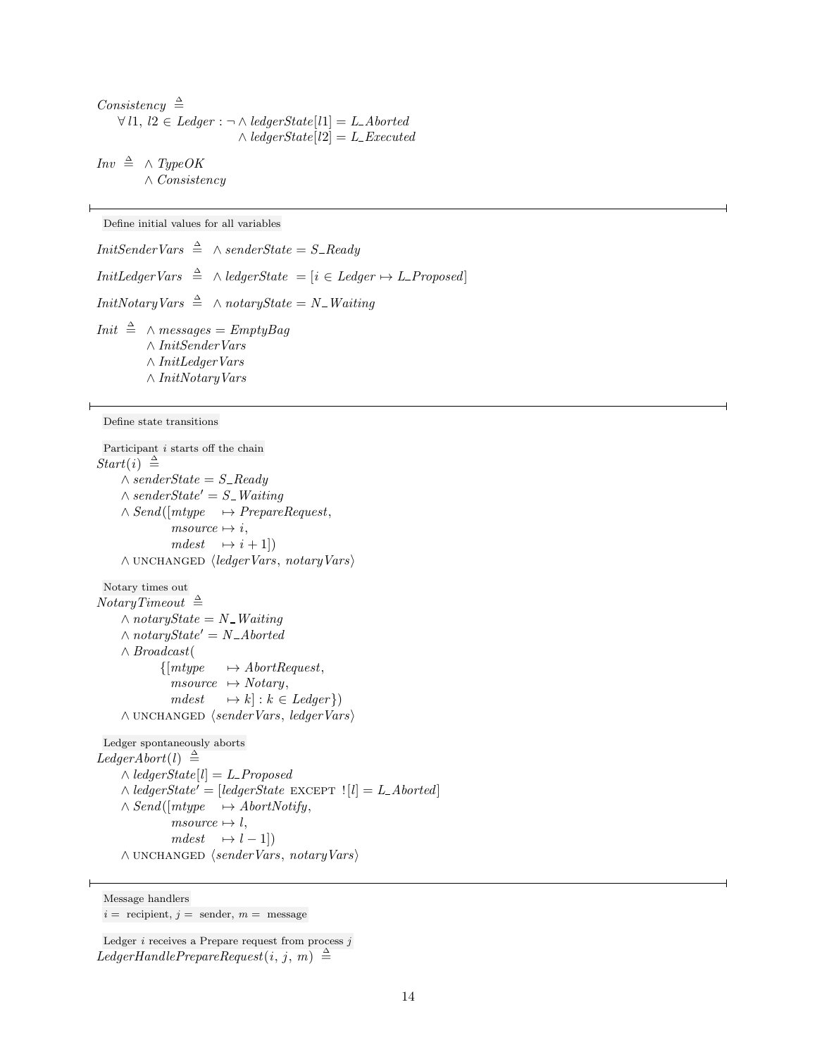$$Consistency \triangleq \forall l1, l2 \in Ledger : \neg \land ledgerState[l1] = L\_Aborted \land ledgerState[l2] = L\_Executed$$

$$Inv \triangleq \land TypeOK \land Consistency$$

---

Define initial values for all variables

$$InitSenderVars \triangleq \land senderState = S\_Ready$$

$$InitLedgerVars \triangleq \land ledgerState = [i \in Ledger \mapsto L\_Proposed]$$

$$InitNotaryVars \triangleq \land notaryState = N\_Waiting$$

$$Init \triangleq \land messages = EmptyBag \land InitSenderVars \land InitLedgerVars \land InitNotaryVars$$

---

Define state transitions

Participant $i$ starts off the chain

```
Start(i) ≜
    ∧ senderState = S_Ready
    ∧ senderState' = S_Waiting
    ∧ Send([mtype   ↦ PrepareRequest,
            msource ↦ i,
            mdest   ↦ i + 1])
    ∧ UNCHANGED ⟨ledgerVars, notaryVars⟩
```

Notary times out

```
NotaryTimeout ≜
    ∧ notaryState = N_Waiting
    ∧ notaryState' = N_Aborted
    ∧ Broadcast(
        {[mtype   ↦ AbortRequest,
          msource ↦ Notary,
          mdest   ↦ k] : k ∈ Ledger})
    ∧ UNCHANGED ⟨senderVars, ledgerVars⟩
```

Ledger spontaneously aborts

```
LedgerAbort(l) ≜
    ∧ ledgerState[l] = L_Proposed
    ∧ ledgerState' = [ledgerState EXCEPT ![l] = L_Aborted]
    ∧ Send([mtype   ↦ AbortNotify,
            msource ↦ l,
            mdest   ↦ l − 1])
    ∧ UNCHANGED ⟨senderVars, notaryVars⟩
```

---

Message handlers

$i =$ recipient, $j =$ sender, $m =$ message

Ledger $i$ receives a Prepare request from process $j$

```
LedgerHandlePrepareRequest(i, j, m) ≜
```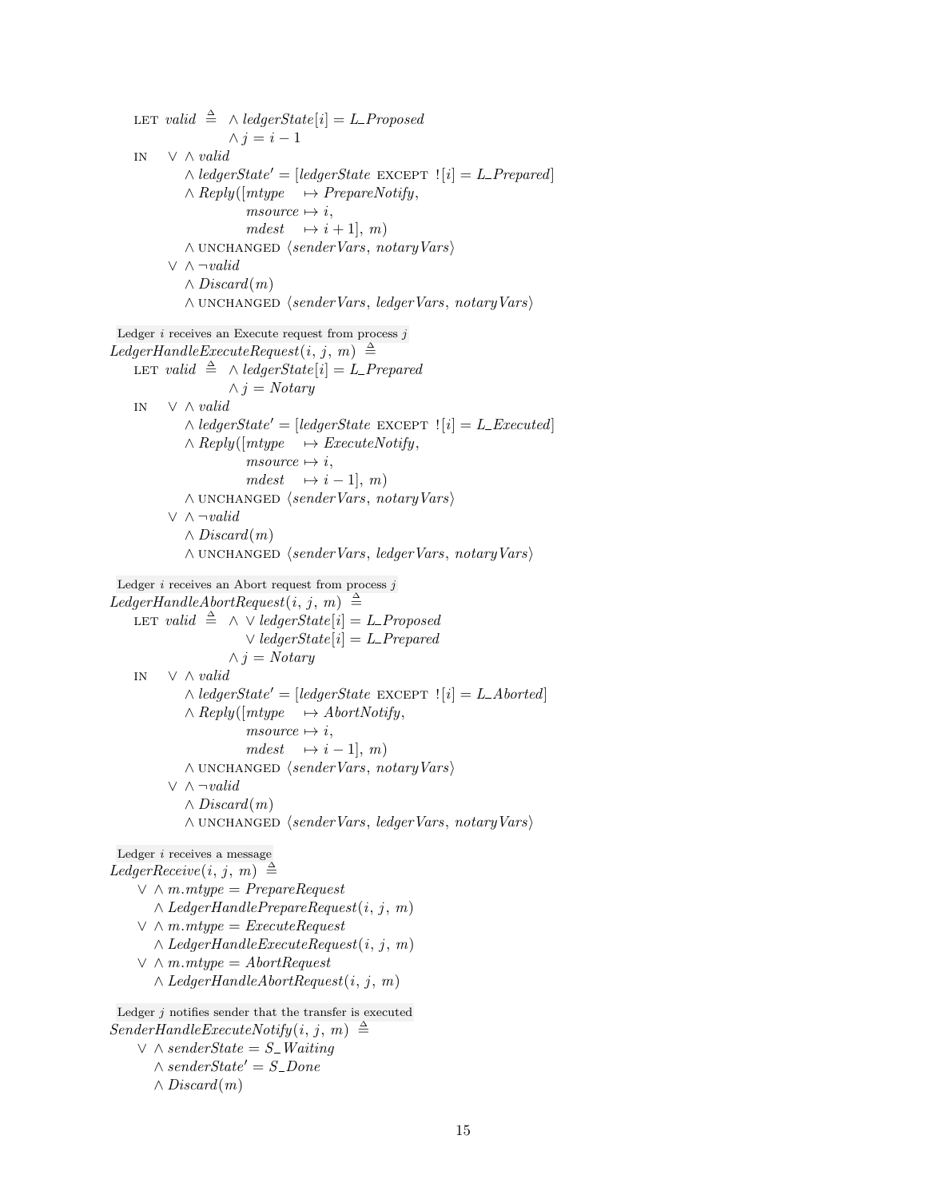```
    LET valid ≜ ∧ ledgerState[i] = L_Proposed
                ∧ j = i - 1
    IN  ∨ ∧ valid
          ∧ ledgerState' = [ledgerState EXCEPT ![i] = L_Prepared]
          ∧ Reply([mtype   ↦ PrepareNotify,
                   msource ↦ i,
                   mdest   ↦ i + 1], m)
          ∧ UNCHANGED ⟨senderVars, notaryVars⟩
        ∨ ∧ ¬valid
          ∧ Discard(m)
          ∧ UNCHANGED ⟨senderVars, ledgerVars, notaryVars⟩
```

Ledger $i$ receives an Execute request from process $j$

```
LedgerHandleExecuteRequest(i, j, m) ≜
    LET valid ≜ ∧ ledgerState[i] = L_Prepared
                ∧ j = Notary
    IN  ∨ ∧ valid
          ∧ ledgerState' = [ledgerState EXCEPT ![i] = L_Executed]
          ∧ Reply([mtype   ↦ ExecuteNotify,
                   msource ↦ i,
                   mdest   ↦ i - 1], m)
          ∧ UNCHANGED ⟨senderVars, notaryVars⟩
        ∨ ∧ ¬valid
          ∧ Discard(m)
          ∧ UNCHANGED ⟨senderVars, ledgerVars, notaryVars⟩
```

Ledger $i$ receives an Abort request from process $j$

```
LedgerHandleAbortRequest(i, j, m) ≜
    LET valid ≜ ∧ ∨ ledgerState[i] = L_Proposed
                  ∨ ledgerState[i] = L_Prepared
                ∧ j = Notary
    IN  ∨ ∧ valid
          ∧ ledgerState' = [ledgerState EXCEPT ![i] = L_Aborted]
          ∧ Reply([mtype   ↦ AbortNotify,
                   msource ↦ i,
                   mdest   ↦ i - 1], m)
          ∧ UNCHANGED ⟨senderVars, notaryVars⟩
        ∨ ∧ ¬valid
          ∧ Discard(m)
          ∧ UNCHANGED ⟨senderVars, ledgerVars, notaryVars⟩
```

Ledger $i$ receives a message

```
LedgerReceive(i, j, m) ≜
    ∨ ∧ m.mtype = PrepareRequest
      ∧ LedgerHandlePrepareRequest(i, j, m)
    ∨ ∧ m.mtype = ExecuteRequest
      ∧ LedgerHandleExecuteRequest(i, j, m)
    ∨ ∧ m.mtype = AbortRequest
      ∧ LedgerHandleAbortRequest(i, j, m)
```

Ledger $j$ notifies sender that the transfer is executed

```
SenderHandleExecuteNotify(i, j, m) ≜
    ∨ ∧ senderState = S_Waiting
      ∧ senderState' = S_Done
      ∧ Discard(m)
```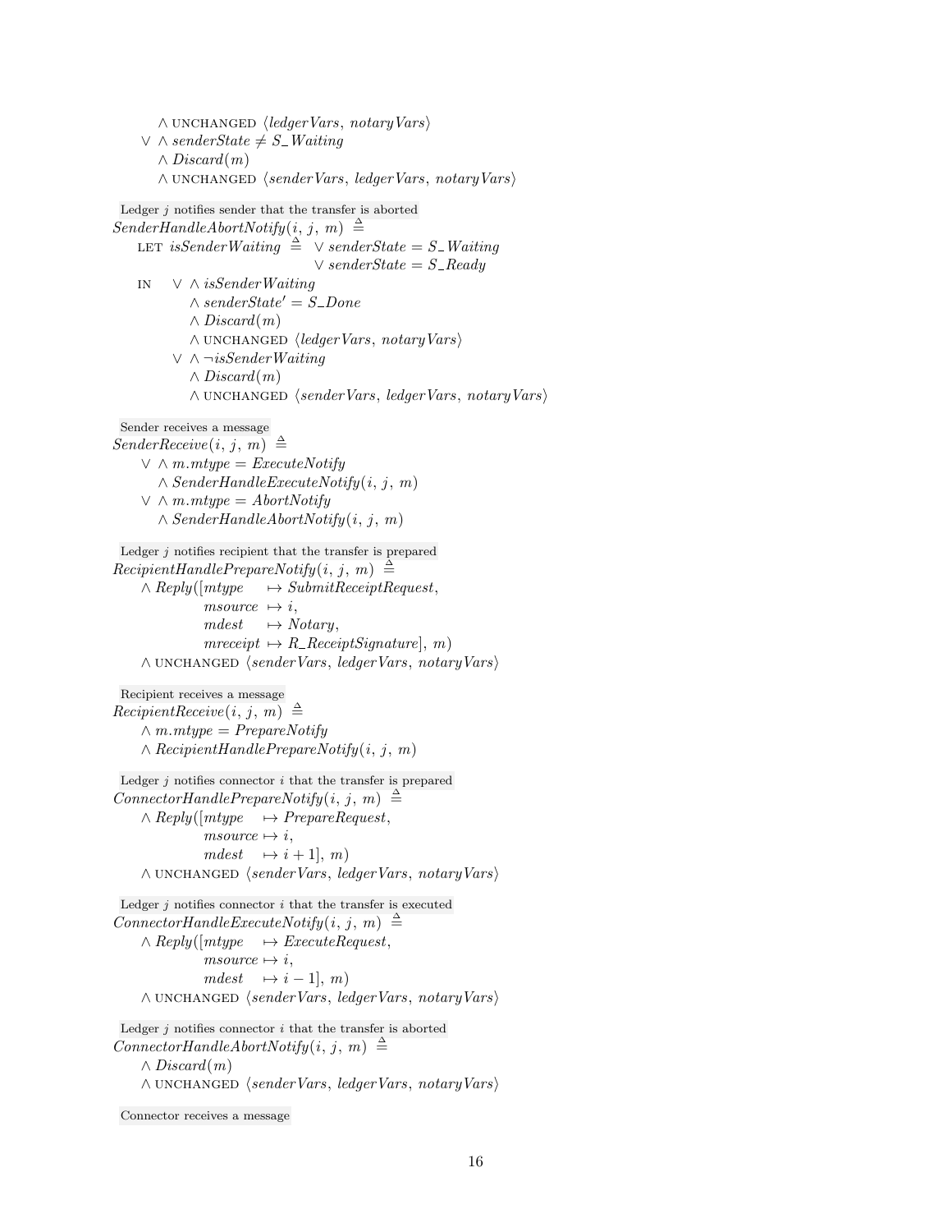```
        /\ UNCHANGED <<ledgerVars, notaryVars>>
     \/ /\ senderState # S_Waiting
        /\ Discard(m)
        /\ UNCHANGED <<senderVars, ledgerVars, notaryVars>>
```

Ledger $j$ notifies sender that the transfer is aborted

```
SenderHandleAbortNotify(i, j, m) ==
    LET isSenderWaiting == \/ senderState = S_Waiting
                           \/ senderState = S_Ready
    IN  \/ /\ isSenderWaiting
           /\ senderState' = S_Done
           /\ Discard(m)
           /\ UNCHANGED <<ledgerVars, notaryVars>>
        \/ /\ ~isSenderWaiting
           /\ Discard(m)
           /\ UNCHANGED <<senderVars, ledgerVars, notaryVars>>
```

Sender receives a message

```
SenderReceive(i, j, m) ==
    \/ /\ m.mtype = ExecuteNotify
       /\ SenderHandleExecuteNotify(i, j, m)
    \/ /\ m.mtype = AbortNotify
       /\ SenderHandleAbortNotify(i, j, m)
```

Ledger $j$ notifies recipient that the transfer is prepared

```
RecipientHandlePrepareNotify(i, j, m) ==
    /\ Reply([mtype    |-> SubmitReceiptRequest,
              msource  |-> i,
              mdest    |-> Notary,
              mreceipt |-> R_ReceiptSignature], m)
    /\ UNCHANGED <<senderVars, ledgerVars, notaryVars>>
```

Recipient receives a message

```
RecipientReceive(i, j, m) ==
    /\ m.mtype = PrepareNotify
    /\ RecipientHandlePrepareNotify(i, j, m)
```

Ledger $j$ notifies connector $i$ that the transfer is prepared

```
ConnectorHandlePrepareNotify(i, j, m) ==
    /\ Reply([mtype   |-> PrepareRequest,
              msource |-> i,
              mdest   |-> i + 1], m)
    /\ UNCHANGED <<senderVars, ledgerVars, notaryVars>>
```

Ledger $j$ notifies connector $i$ that the transfer is executed

```
ConnectorHandleExecuteNotify(i, j, m) ==
    /\ Reply([mtype   |-> ExecuteRequest,
              msource |-> i,
              mdest   |-> i - 1], m)
    /\ UNCHANGED <<senderVars, ledgerVars, notaryVars>>
```

Ledger $j$ notifies connector $i$ that the transfer is aborted

```
ConnectorHandleAbortNotify(i, j, m) ==
    /\ Discard(m)
    /\ UNCHANGED <<senderVars, ledgerVars, notaryVars>>
```

Connector receives a message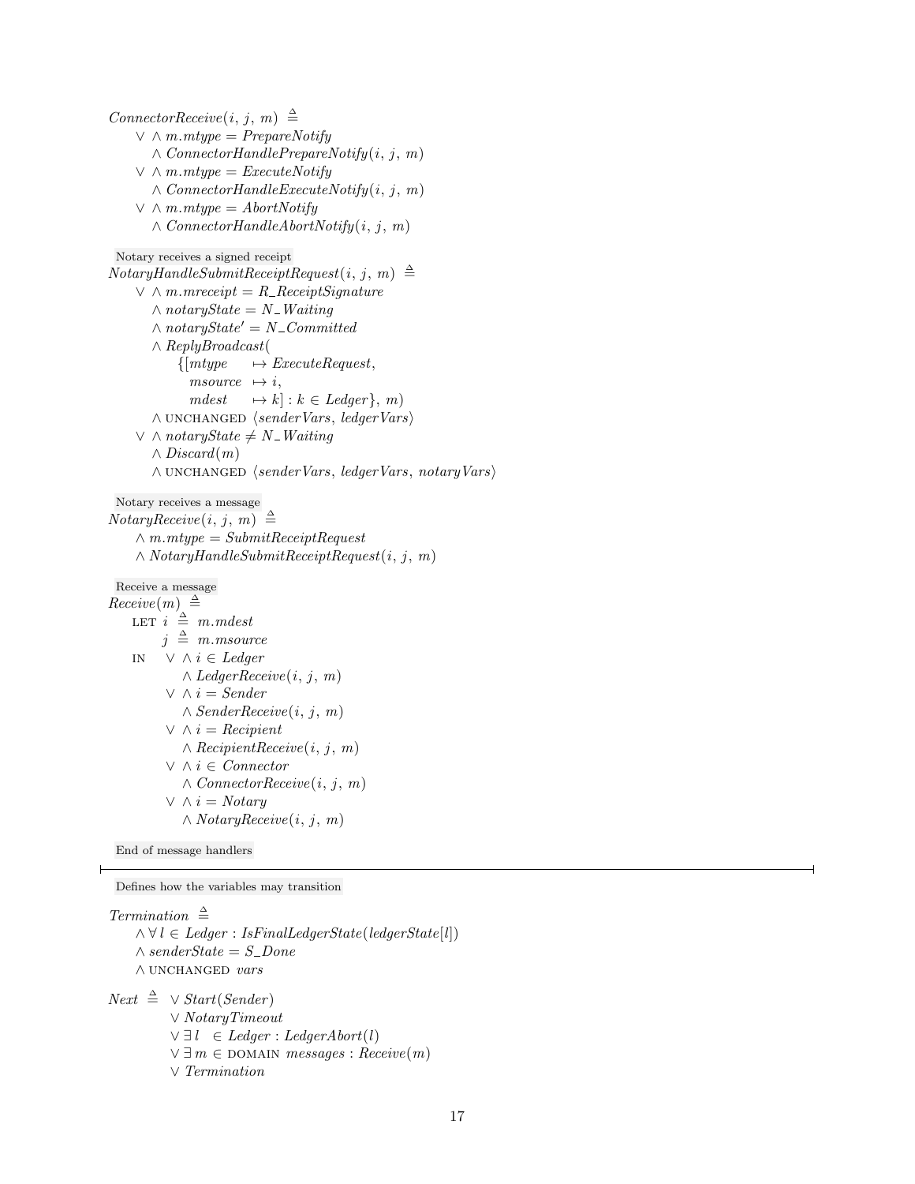```
ConnectorReceive(i, j, m) ≜
    ∨ ∧ m.mtype = PrepareNotify
      ∧ ConnectorHandlePrepareNotify(i, j, m)
    ∨ ∧ m.mtype = ExecuteNotify
      ∧ ConnectorHandleExecuteNotify(i, j, m)
    ∨ ∧ m.mtype = AbortNotify
      ∧ ConnectorHandleAbortNotify(i, j, m)

 Notary receives a signed receipt
NotaryHandleSubmitReceiptRequest(i, j, m) ≜
    ∨ ∧ m.mreceipt = R_ReceiptSignature
      ∧ notaryState = N_Waiting
      ∧ notaryState' = N_Committed
      ∧ ReplyBroadcast(
           {[mtype    ↦ ExecuteRequest,
             msource  ↦ i,
             mdest    ↦ k] : k ∈ Ledger}, m)
      ∧ UNCHANGED ⟨senderVars, ledgerVars⟩
    ∨ ∧ notaryState ≠ N_Waiting
      ∧ Discard(m)
      ∧ UNCHANGED ⟨senderVars, ledgerVars, notaryVars⟩

 Notary receives a message
NotaryReceive(i, j, m) ≜
    ∧ m.mtype = SubmitReceiptRequest
    ∧ NotaryHandleSubmitReceiptRequest(i, j, m)

 Receive a message
Receive(m) ≜
    LET i ≜ m.mdest
        j ≜ m.msource
    IN  ∨ ∧ i ∈ Ledger
          ∧ LedgerReceive(i, j, m)
        ∨ ∧ i = Sender
          ∧ SenderReceive(i, j, m)
        ∨ ∧ i = Recipient
          ∧ RecipientReceive(i, j, m)
        ∨ ∧ i ∈ Connector
          ∧ ConnectorReceive(i, j, m)
        ∨ ∧ i = Notary
          ∧ NotaryReceive(i, j, m)

 End of message handlers
────────────────────────────────────────────────────────────────────────
 Defines how the variables may transition

Termination ≜
    ∧ ∀ l ∈ Ledger : IsFinalLedgerState(ledgerState[l])
    ∧ senderState = S_Done
    ∧ UNCHANGED vars

Next ≜ ∨ Start(Sender)
       ∨ NotaryTimeout
       ∨ ∃ l  ∈ Ledger : LedgerAbort(l)
       ∨ ∃ m ∈ DOMAIN messages : Receive(m)
       ∨ Termination
```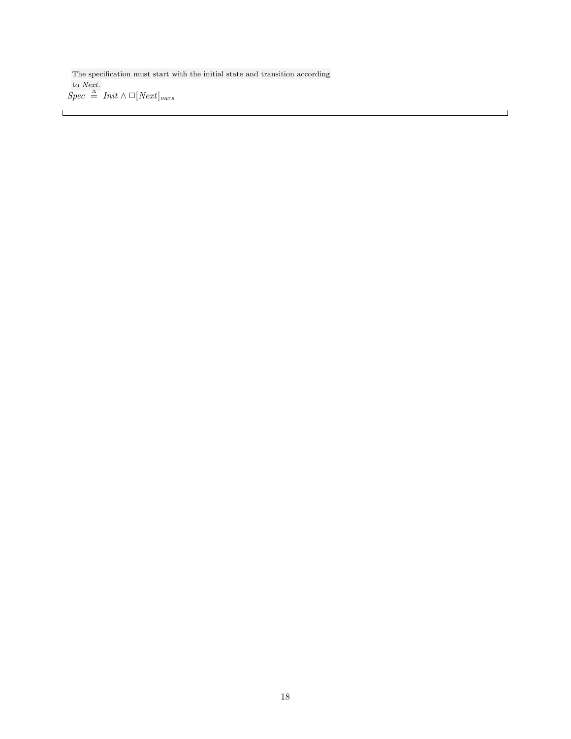The specification must start with the initial state and transition according to *Next*.

$Spec \triangleq Init \land \Box[Next]_{vars}$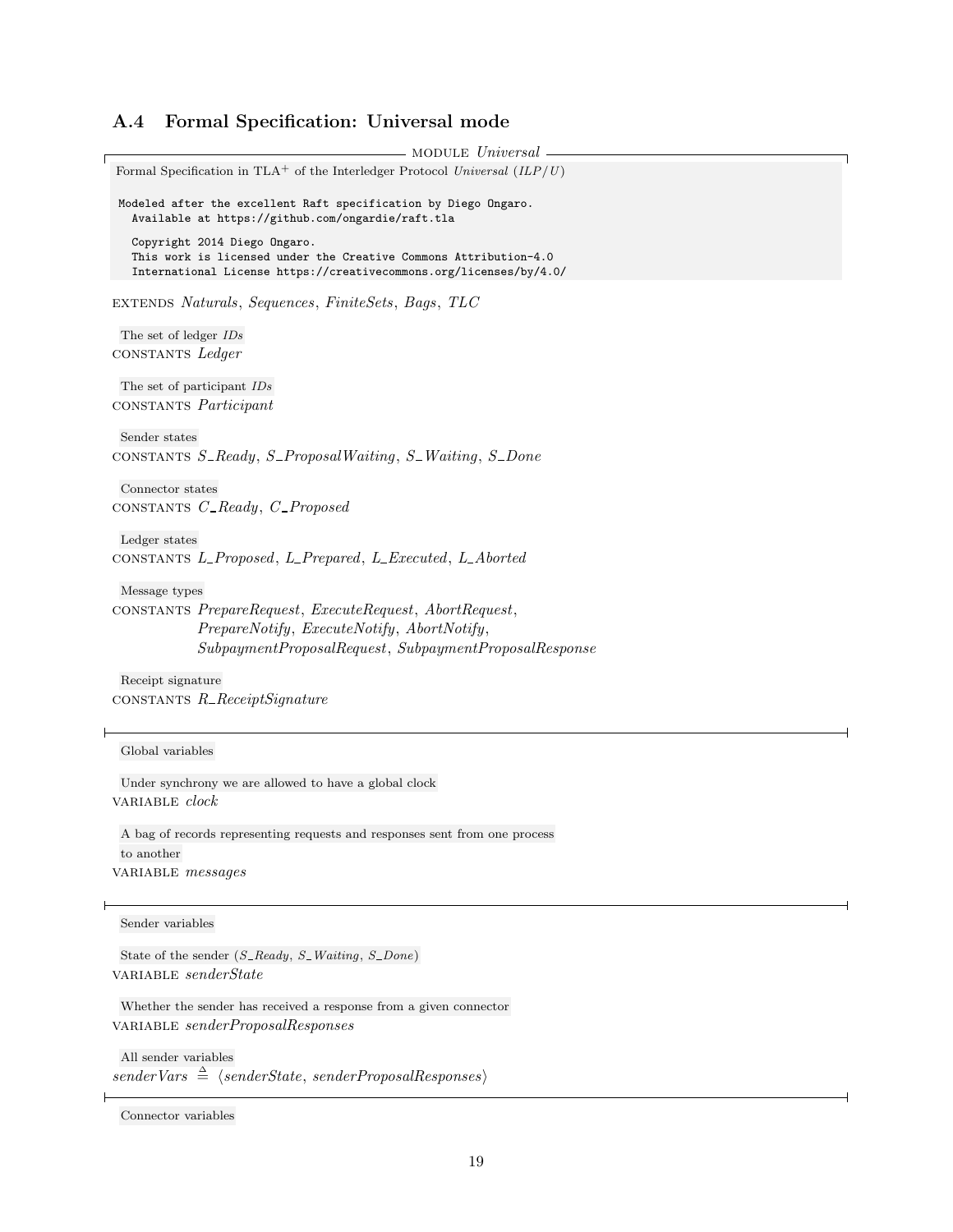## A.4 Formal Specification: Universal mode

```
------------------------------ MODULE Universal ------------------------------
```

Formal Specification in TLA$^+$ of the Interledger Protocol *Universal* (*ILP/U*)

```
Modeled after the excellent Raft specification by Diego Ongaro.
  Available at https://github.com/ongardie/raft.tla

  Copyright 2014 Diego Ongaro.
  This work is licensed under the Creative Commons Attribution-4.0
  International License https://creativecommons.org/licenses/by/4.0/
```

EXTENDS *Naturals*, *Sequences*, *FiniteSets*, *Bags*, *TLC*

The set of ledger *IDs*
CONSTANTS *Ledger*

The set of participant *IDs*
CONSTANTS *Participant*

Sender states
CONSTANTS *S_Ready*, *S_ProposalWaiting*, *S_Waiting*, *S_Done*

Connector states
CONSTANTS *C_Ready*, *C_Proposed*

Ledger states
CONSTANTS *L_Proposed*, *L_Prepared*, *L_Executed*, *L_Aborted*

Message types
CONSTANTS *PrepareRequest*, *ExecuteRequest*, *AbortRequest*,
*PrepareNotify*, *ExecuteNotify*, *AbortNotify*,
*SubpaymentProposalRequest*, *SubpaymentProposalResponse*

Receipt signature
CONSTANTS *R_ReceiptSignature*

---

Global variables

Under synchrony we are allowed to have a global clock
VARIABLE *clock*

A bag of records representing requests and responses sent from one process to another
VARIABLE *messages*

---

Sender variables

State of the sender (*S_Ready*, *S_Waiting*, *S_Done*)
VARIABLE *senderState*

Whether the sender has received a response from a given connector
VARIABLE *senderProposalResponses*

All sender variables
$senderVars \triangleq \langle senderState, senderProposalResponses \rangle$

---

Connector variables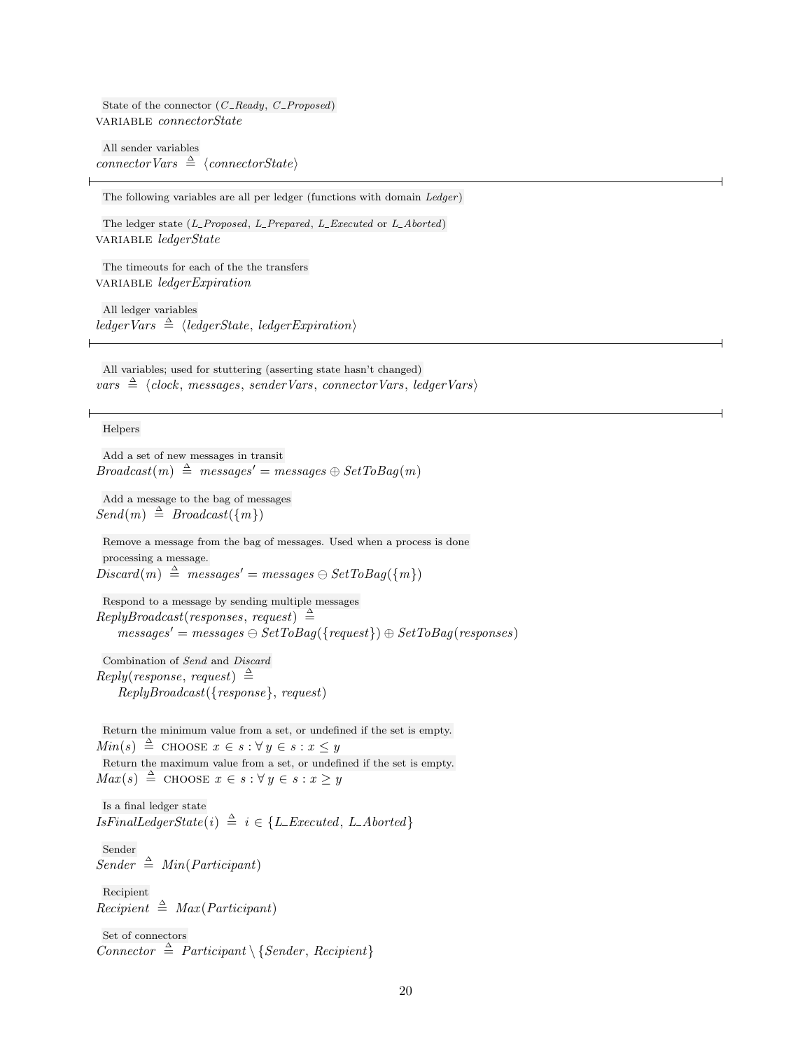State of the connector ($C\_Ready$, $C\_Proposed$)

VARIABLE $connectorState$

All sender variables

$connectorVars \triangleq \langle connectorState \rangle$

---

The following variables are all per ledger (functions with domain $Ledger$)

The ledger state ($L\_Proposed$, $L\_Prepared$, $L\_Executed$ or $L\_Aborted$)

VARIABLE $ledgerState$

The timeouts for each of the the transfers

VARIABLE $ledgerExpiration$

All ledger variables

$ledgerVars \triangleq \langle ledgerState, ledgerExpiration \rangle$

---

All variables; used for stuttering (asserting state hasn't changed)

$vars \triangleq \langle clock, messages, senderVars, connectorVars, ledgerVars \rangle$

---

Helpers

Add a set of new messages in transit

$Broadcast(m) \triangleq messages' = messages \oplus SetToBag(m)$

Add a message to the bag of messages

$Send(m) \triangleq Broadcast(\{m\})$

Remove a message from the bag of messages. Used when a process is done processing a message.

$Discard(m) \triangleq messages' = messages \ominus SetToBag(\{m\})$

Respond to a message by sending multiple messages

$$ReplyBroadcast(responses, request) \triangleq$$
$$messages' = messages \ominus SetToBag(\{request\}) \oplus SetToBag(responses)$$

Combination of $Send$ and $Discard$

$$Reply(response, request) \triangleq$$
$$ReplyBroadcast(\{response\}, request)$$

Return the minimum value from a set, or undefined if the set is empty.

$Min(s) \triangleq \text{CHOOSE } x \in s : \forall y \in s : x \leq y$

Return the maximum value from a set, or undefined if the set is empty.

$Max(s) \triangleq \text{CHOOSE } x \in s : \forall y \in s : x \geq y$

Is a final ledger state

$IsFinalLedgerState(i) \triangleq i \in \{L\_Executed, L\_Aborted\}$

Sender

$Sender \triangleq Min(Participant)$

Recipient

$Recipient \triangleq Max(Participant)$

Set of connectors

$Connector \triangleq Participant \setminus \{Sender, Recipient\}$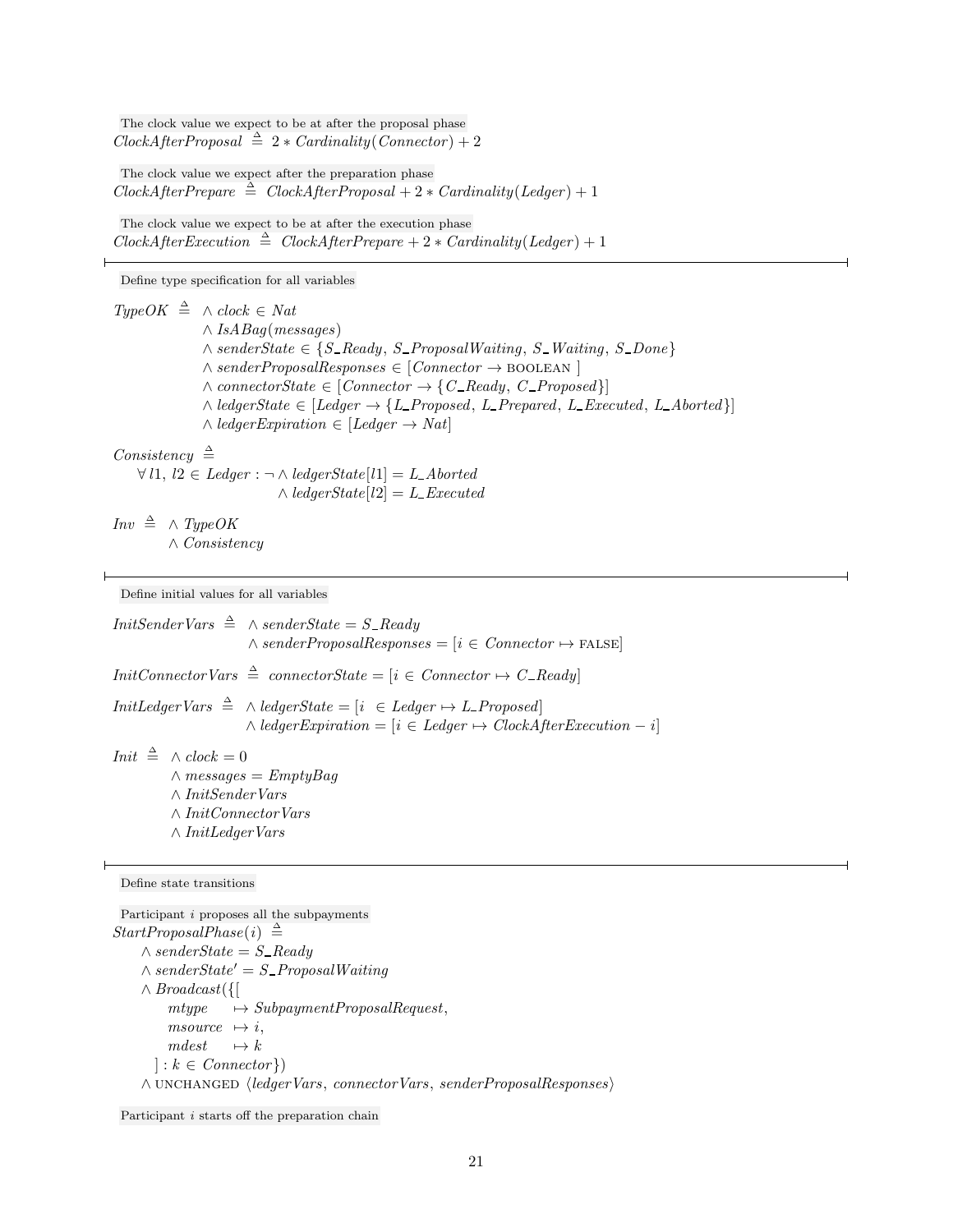The clock value we expect to be at after the proposal phase

$ClockAfterProposal \triangleq 2 * Cardinality(Connector) + 2$

The clock value we expect after the preparation phase

$ClockAfterPrepare \triangleq ClockAfterProposal + 2 * Cardinality(Ledger) + 1$

The clock value we expect to be at after the execution phase

$ClockAfterExecution \triangleq ClockAfterPrepare + 2 * Cardinality(Ledger) + 1$

---

Define type specification for all variables

$$
\begin{aligned}
TypeOK \triangleq\ & \land\ clock \in Nat \\
& \land\ IsABag(messages) \\
& \land\ senderState \in \{S\_Ready,\ S\_ProposalWaiting,\ S\_Waiting,\ S\_Done\} \\
& \land\ senderProposalResponses \in [Connector \rightarrow \text{BOOLEAN}] \\
& \land\ connectorState \in [Connector \rightarrow \{C\_Ready,\ C\_Proposed\}] \\
& \land\ ledgerState \in [Ledger \rightarrow \{L\_Proposed,\ L\_Prepared,\ L\_Executed,\ L\_Aborted\}] \\
& \land\ ledgerExpiration \in [Ledger \rightarrow Nat]
\end{aligned}
$$

$$
\begin{aligned}
& Consistency \triangleq \\
& \quad \forall\, l1,\ l2 \in Ledger : \neg \land\ ledgerState[l1] = L\_Aborted \\
& \qquad\qquad\qquad\qquad\quad \land\ ledgerState[l2] = L\_Executed
\end{aligned}
$$

$$
\begin{aligned}
Inv \triangleq\ & \land\ TypeOK \\
& \land\ Consistency
\end{aligned}
$$

---

Define initial values for all variables

$$
\begin{aligned}
InitSenderVars \triangleq\ & \land\ senderState = S\_Ready \\
& \land\ senderProposalResponses = [i \in Connector \mapsto \text{FALSE}]
\end{aligned}
$$

$InitConnectorVars \triangleq connectorState = [i \in Connector \mapsto C\_Ready]$

$$
\begin{aligned}
InitLedgerVars \triangleq\ & \land\ ledgerState = [i \in Ledger \mapsto L\_Proposed] \\
& \land\ ledgerExpiration = [i \in Ledger \mapsto ClockAfterExecution - i]
\end{aligned}
$$

$$
\begin{aligned}
Init \triangleq\ & \land\ clock = 0 \\
& \land\ messages = EmptyBag \\
& \land\ InitSenderVars \\
& \land\ InitConnectorVars \\
& \land\ InitLedgerVars
\end{aligned}
$$

---

Define state transitions

Participant $i$ proposes all the subpayments

$$
\begin{aligned}
& StartProposalPhase(i) \triangleq \\
& \quad \land\ senderState = S\_Ready \\
& \quad \land\ senderState' = S\_ProposalWaiting \\
& \quad \land\ Broadcast(\{[ \\
& \qquad\quad mtype \mapsto SubpaymentProposalRequest, \\
& \qquad\quad msource \mapsto i, \\
& \qquad\quad mdest \mapsto k \\
& \qquad ] : k \in Connector\}) \\
& \quad \land\ \text{UNCHANGED}\ \langle ledgerVars,\ connectorVars,\ senderProposalResponses \rangle
\end{aligned}
$$

Participant $i$ starts off the preparation chain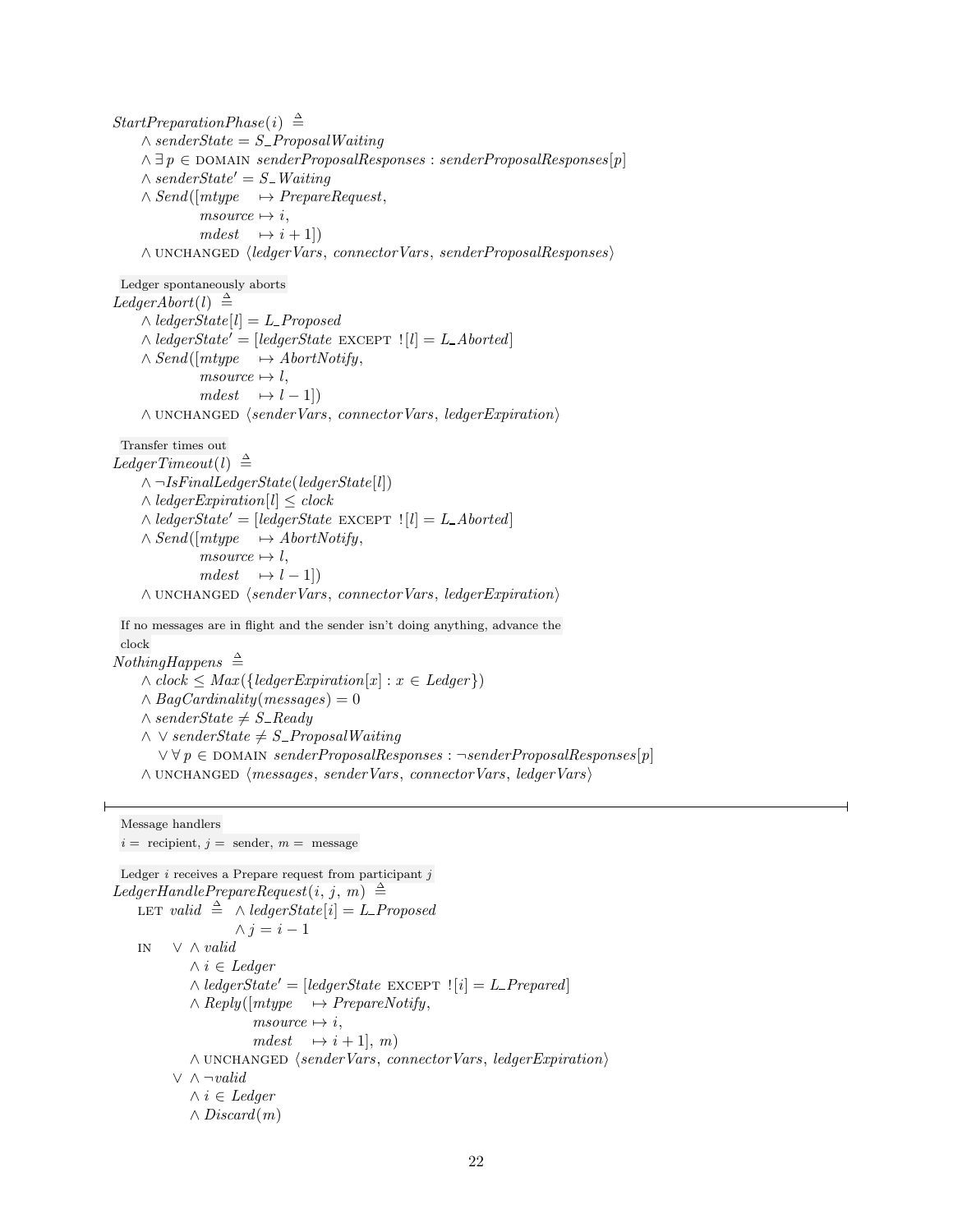$$
\begin{aligned}
&StartPreparationPhase(i) \triangleq \\
&\quad \land senderState = S\_ProposalWaiting \\
&\quad \land \exists p \in \text{DOMAIN } senderProposalResponses : senderProposalResponses[p] \\
&\quad \land senderState' = S\_Waiting \\
&\quad \land Send([mtype \mapsto PrepareRequest, \\
&\quad\quad\quad msource \mapsto i, \\
&\quad\quad\quad mdest \mapsto i + 1]) \\
&\quad \land \text{UNCHANGED } \langle ledgerVars, connectorVars, senderProposalResponses \rangle
\end{aligned}
$$

Ledger spontaneously aborts

$$
\begin{aligned}
&LedgerAbort(l) \triangleq \\
&\quad \land ledgerState[l] = L\_Proposed \\
&\quad \land ledgerState' = [ledgerState \text{ EXCEPT } ![l] = L\_Aborted] \\
&\quad \land Send([mtype \mapsto AbortNotify, \\
&\quad\quad\quad msource \mapsto l, \\
&\quad\quad\quad mdest \mapsto l - 1]) \\
&\quad \land \text{UNCHANGED } \langle senderVars, connectorVars, ledgerExpiration \rangle
\end{aligned}
$$

Transfer times out

$$
\begin{aligned}
&LedgerTimeout(l) \triangleq \\
&\quad \land \neg IsFinalLedgerState(ledgerState[l]) \\
&\quad \land ledgerExpiration[l] \leq clock \\
&\quad \land ledgerState' = [ledgerState \text{ EXCEPT } ![l] = L\_Aborted] \\
&\quad \land Send([mtype \mapsto AbortNotify, \\
&\quad\quad\quad msource \mapsto l, \\
&\quad\quad\quad mdest \mapsto l - 1]) \\
&\quad \land \text{UNCHANGED } \langle senderVars, connectorVars, ledgerExpiration \rangle
\end{aligned}
$$

If no messages are in flight and the sender isn't doing anything, advance the clock

$$
\begin{aligned}
&NothingHappens \triangleq \\
&\quad \land clock \leq Max(\{ledgerExpiration[x] : x \in Ledger\}) \\
&\quad \land BagCardinality(messages) = 0 \\
&\quad \land senderState \neq S\_Ready \\
&\quad \land \lor senderState \neq S\_ProposalWaiting \\
&\quad\quad \lor \forall p \in \text{DOMAIN } senderProposalResponses : \neg senderProposalResponses[p] \\
&\quad \land \text{UNCHANGED } \langle messages, senderVars, connectorVars, ledgerVars \rangle
\end{aligned}
$$

---

Message handlers

$i =$ recipient, $j =$ sender, $m =$ message

Ledger $i$ receives a Prepare request from participant $j$

$$
\begin{aligned}
&LedgerHandlePrepareRequest(i, j, m) \triangleq \\
&\quad \text{LET } valid \triangleq \land ledgerState[i] = L\_Proposed \\
&\quad\quad\quad\quad\quad\quad \land j = i - 1 \\
&\quad \text{IN} \quad \lor \land valid \\
&\quad\quad\quad\quad \land i \in Ledger \\
&\quad\quad\quad\quad \land ledgerState' = [ledgerState \text{ EXCEPT } ![i] = L\_Prepared] \\
&\quad\quad\quad\quad \land Reply([mtype \mapsto PrepareNotify, \\
&\quad\quad\quad\quad\quad\quad msource \mapsto i, \\
&\quad\quad\quad\quad\quad\quad mdest \mapsto i + 1], m) \\
&\quad\quad\quad\quad \land \text{UNCHANGED } \langle senderVars, connectorVars, ledgerExpiration \rangle \\
&\quad\quad\quad \lor \land \neg valid \\
&\quad\quad\quad\quad \land i \in Ledger \\
&\quad\quad\quad\quad \land Discard(m)
\end{aligned}
$$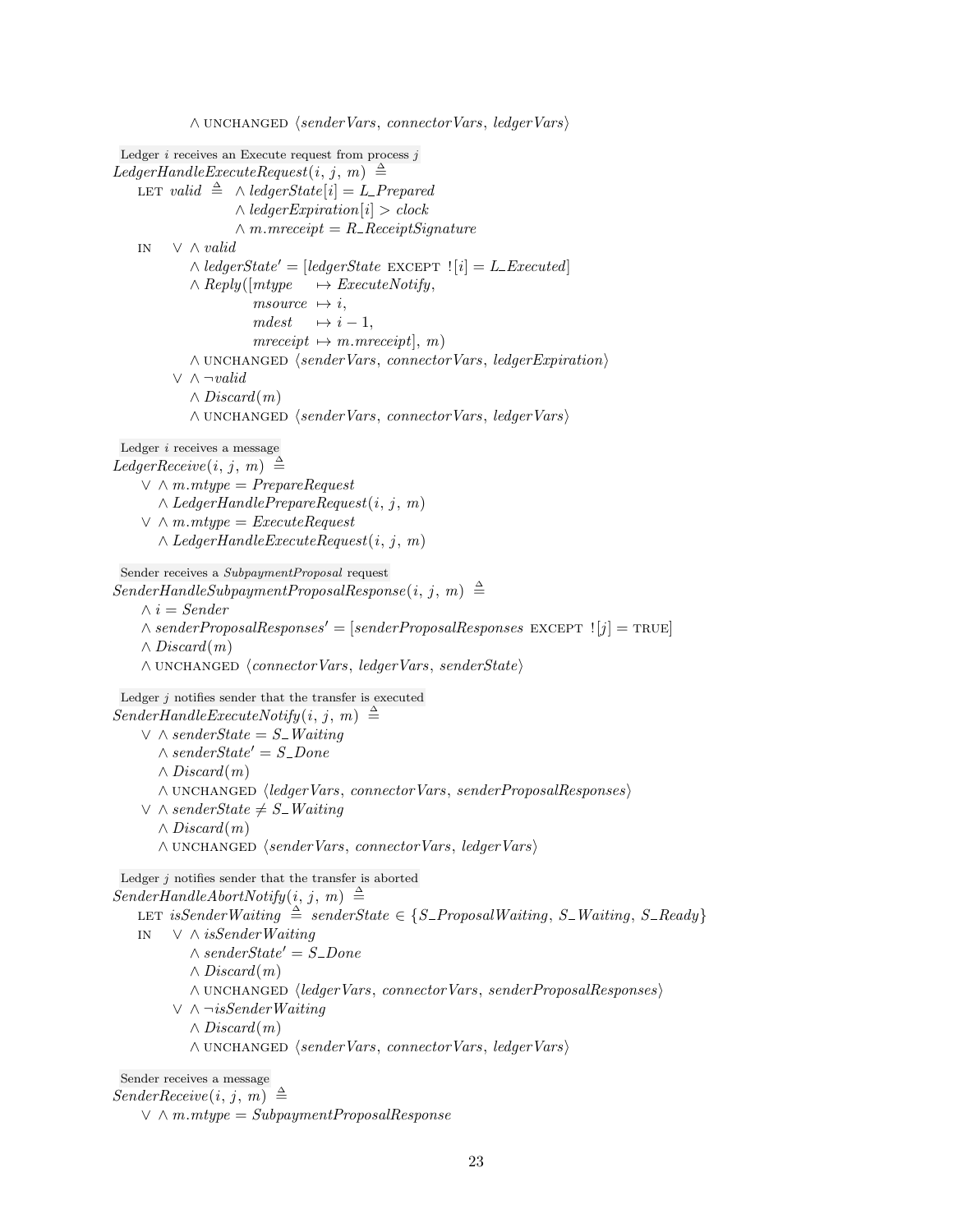$\wedge$ UNCHANGED $\langle senderVars, connectorVars, ledgerVars \rangle$

Ledger $i$ receives an Execute request from process $j$

$LedgerHandleExecuteRequest(i, j, m) \triangleq$

LET $valid \triangleq \wedge ledgerState[i] = L\_Prepared$
$\quad\wedge ledgerExpiration[i] > clock$
$\quad\wedge m.mreceipt = R\_ReceiptSignature$

IN $\vee \wedge valid$
$\quad\wedge ledgerState' = [ledgerState$ EXCEPT $![i] = L\_Executed]$
$\quad\wedge Reply([mtype \mapsto ExecuteNotify,$
$\qquad msource \mapsto i,$
$\qquad mdest \mapsto i - 1,$
$\qquad mreceipt \mapsto m.mreceipt], m)$
$\quad\wedge$ UNCHANGED $\langle senderVars, connectorVars, ledgerExpiration \rangle$
$\vee \wedge \neg valid$
$\quad\wedge Discard(m)$
$\quad\wedge$ UNCHANGED $\langle senderVars, connectorVars, ledgerVars \rangle$

Ledger $i$ receives a message

$LedgerReceive(i, j, m) \triangleq$
$\vee \wedge m.mtype = PrepareRequest$
$\quad\wedge LedgerHandlePrepareRequest(i, j, m)$
$\vee \wedge m.mtype = ExecuteRequest$
$\quad\wedge LedgerHandleExecuteRequest(i, j, m)$

Sender receives a *SubpaymentProposal* request

$SenderHandleSubpaymentProposalResponse(i, j, m) \triangleq$
$\wedge i = Sender$
$\wedge senderProposalResponses' = [senderProposalResponses$ EXCEPT $![j] =$ TRUE$]$
$\wedge Discard(m)$
$\wedge$ UNCHANGED $\langle connectorVars, ledgerVars, senderState \rangle$

Ledger $j$ notifies sender that the transfer is executed

$SenderHandleExecuteNotify(i, j, m) \triangleq$
$\vee \wedge senderState = S\_Waiting$
$\quad\wedge senderState' = S\_Done$
$\quad\wedge Discard(m)$
$\quad\wedge$ UNCHANGED $\langle ledgerVars, connectorVars, senderProposalResponses \rangle$
$\vee \wedge senderState \neq S\_Waiting$
$\quad\wedge Discard(m)$
$\quad\wedge$ UNCHANGED $\langle senderVars, connectorVars, ledgerVars \rangle$

Ledger $j$ notifies sender that the transfer is aborted

$SenderHandleAbortNotify(i, j, m) \triangleq$

LET $isSenderWaiting \triangleq senderState \in \{S\_ProposalWaiting, S\_Waiting, S\_Ready\}$

IN $\vee \wedge isSenderWaiting$
$\quad\wedge senderState' = S\_Done$
$\quad\wedge Discard(m)$
$\quad\wedge$ UNCHANGED $\langle ledgerVars, connectorVars, senderProposalResponses \rangle$
$\vee \wedge \neg isSenderWaiting$
$\quad\wedge Discard(m)$
$\quad\wedge$ UNCHANGED $\langle senderVars, connectorVars, ledgerVars \rangle$

Sender receives a message

$SenderReceive(i, j, m) \triangleq$
$\vee \wedge m.mtype = SubpaymentProposalResponse$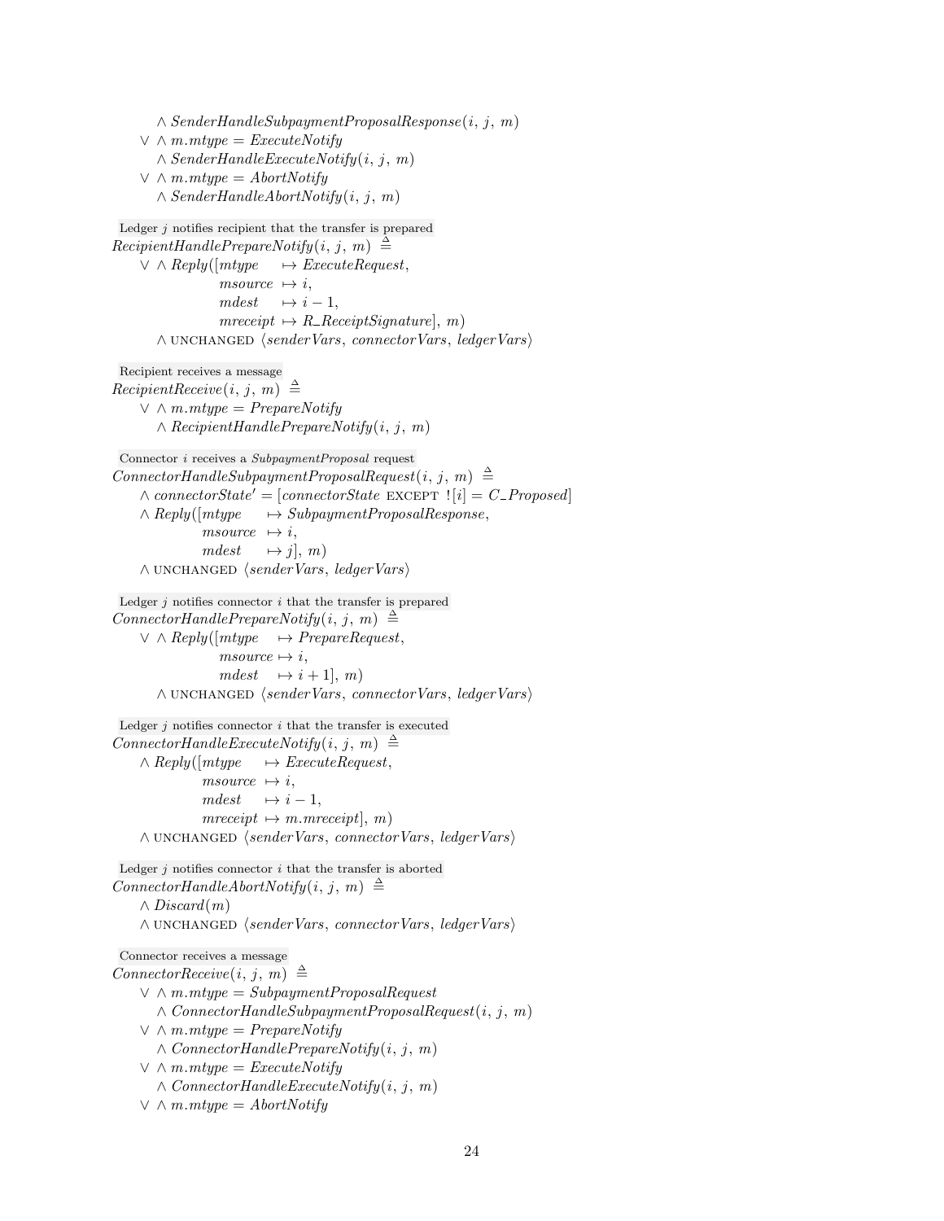$$
\begin{array}{l}
\quad\quad \land\ SenderHandleSubpaymentProposalResponse(i,\ j,\ m)\\
\quad \lor\ \land\ m.mtype = ExecuteNotify\\
\quad\quad \land\ SenderHandleExecuteNotify(i,\ j,\ m)\\
\quad \lor\ \land\ m.mtype = AbortNotify\\
\quad\quad \land\ SenderHandleAbortNotify(i,\ j,\ m)
\end{array}
$$

Ledger $j$ notifies recipient that the transfer is prepared

$$
\begin{array}{l}
RecipientHandlePrepareNotify(i,\ j,\ m)\ \triangleq\\
\quad \lor\ \land\ Reply([mtype \mapsto ExecuteRequest,\\
\quad\quad\quad\quad\quad msource \mapsto i,\\
\quad\quad\quad\quad\quad mdest \mapsto i - 1,\\
\quad\quad\quad\quad\quad mreceipt \mapsto R\_ReceiptSignature],\ m)\\
\quad\quad \land\ \text{UNCHANGED}\ \langle senderVars,\ connectorVars,\ ledgerVars \rangle
\end{array}
$$

Recipient receives a message

$$
\begin{array}{l}
RecipientReceive(i,\ j,\ m)\ \triangleq\\
\quad \lor\ \land\ m.mtype = PrepareNotify\\
\quad\quad \land\ RecipientHandlePrepareNotify(i,\ j,\ m)
\end{array}
$$

Connector $i$ receives a *SubpaymentProposal* request

$$
\begin{array}{l}
ConnectorHandleSubpaymentProposalRequest(i,\ j,\ m)\ \triangleq\\
\quad \land\ connectorState' = [connectorState\ \text{EXCEPT}\ ![i] = C\_Proposed]\\
\quad \land\ Reply([mtype \mapsto SubpaymentProposalResponse,\\
\quad\quad\quad\quad msource \mapsto i,\\
\quad\quad\quad\quad mdest \mapsto j],\ m)\\
\quad \land\ \text{UNCHANGED}\ \langle senderVars,\ ledgerVars \rangle
\end{array}
$$

Ledger $j$ notifies connector $i$ that the transfer is prepared

$$
\begin{array}{l}
ConnectorHandlePrepareNotify(i,\ j,\ m)\ \triangleq\\
\quad \lor\ \land\ Reply([mtype \mapsto PrepareRequest,\\
\quad\quad\quad\quad\quad msource \mapsto i,\\
\quad\quad\quad\quad\quad mdest \mapsto i + 1],\ m)\\
\quad\quad \land\ \text{UNCHANGED}\ \langle senderVars,\ connectorVars,\ ledgerVars \rangle
\end{array}
$$

Ledger $j$ notifies connector $i$ that the transfer is executed

$$
\begin{array}{l}
ConnectorHandleExecuteNotify(i,\ j,\ m)\ \triangleq\\
\quad \land\ Reply([mtype \mapsto ExecuteRequest,\\
\quad\quad\quad\quad msource \mapsto i,\\
\quad\quad\quad\quad mdest \mapsto i - 1,\\
\quad\quad\quad\quad mreceipt \mapsto m.mreceipt],\ m)\\
\quad \land\ \text{UNCHANGED}\ \langle senderVars,\ connectorVars,\ ledgerVars \rangle
\end{array}
$$

Ledger $j$ notifies connector $i$ that the transfer is aborted

$$
\begin{array}{l}
ConnectorHandleAbortNotify(i,\ j,\ m)\ \triangleq\\
\quad \land\ Discard(m)\\
\quad \land\ \text{UNCHANGED}\ \langle senderVars,\ connectorVars,\ ledgerVars \rangle
\end{array}
$$

Connector receives a message

$$
\begin{array}{l}
ConnectorReceive(i,\ j,\ m)\ \triangleq\\
\quad \lor\ \land\ m.mtype = SubpaymentProposalRequest\\
\quad\quad \land\ ConnectorHandleSubpaymentProposalRequest(i,\ j,\ m)\\
\quad \lor\ \land\ m.mtype = PrepareNotify\\
\quad\quad \land\ ConnectorHandlePrepareNotify(i,\ j,\ m)\\
\quad \lor\ \land\ m.mtype = ExecuteNotify\\
\quad\quad \land\ ConnectorHandleExecuteNotify(i,\ j,\ m)\\
\quad \lor\ \land\ m.mtype = AbortNotify
\end{array}
$$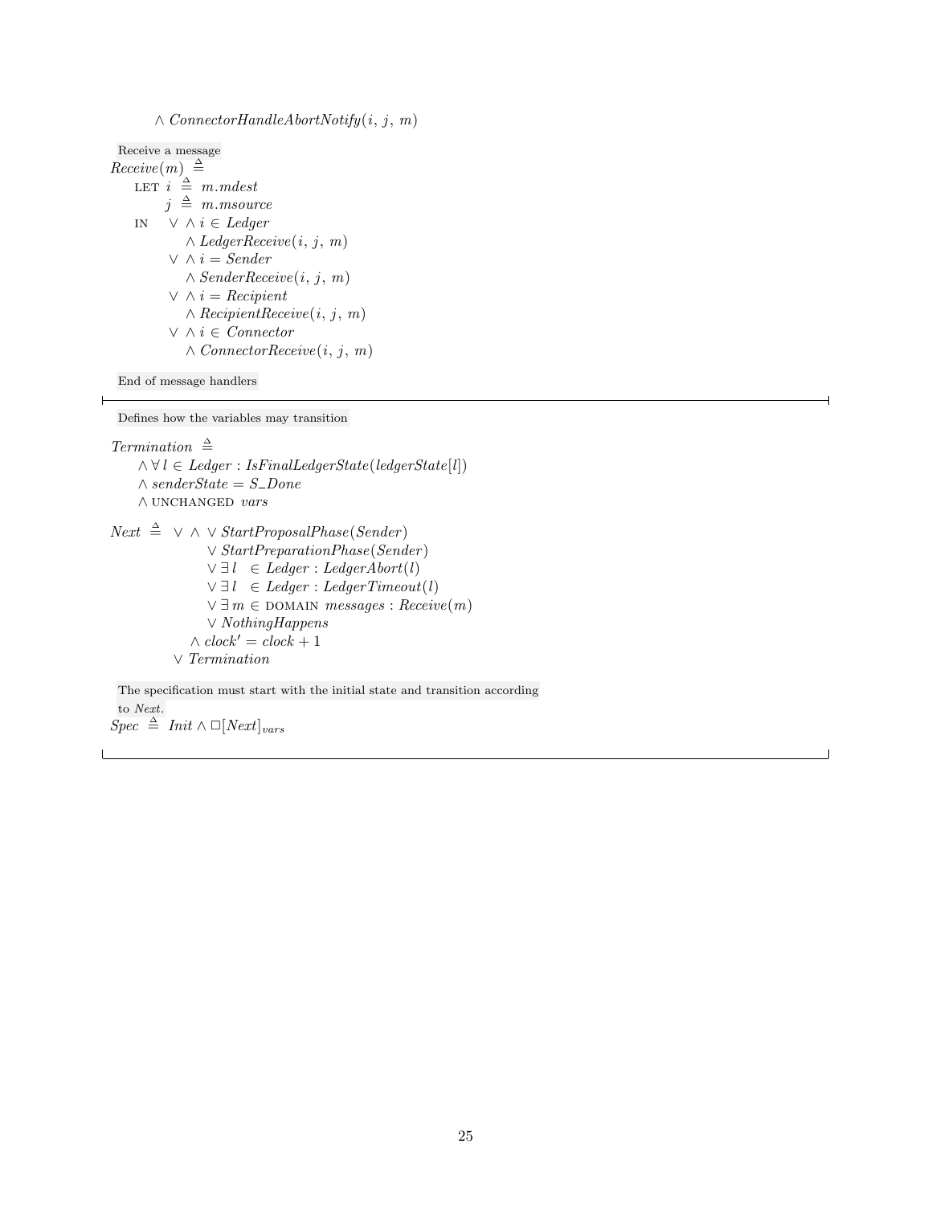$\wedge$ *ConnectorHandleAbortNotify*($i$, $j$, $m$)

Receive a message

$$
\begin{array}{l}
Receive(m) \triangleq \\
\quad \text{LET } i \triangleq m.mdest \\
\quad \qquad j \triangleq m.msource \\
\quad \text{IN} \quad \vee \wedge i \in Ledger \\
\qquad \qquad \quad \wedge LedgerReceive(i, j, m) \\
\qquad \qquad \vee \wedge i = Sender \\
\qquad \qquad \quad \wedge SenderReceive(i, j, m) \\
\qquad \qquad \vee \wedge i = Recipient \\
\qquad \qquad \quad \wedge RecipientReceive(i, j, m) \\
\qquad \qquad \vee \wedge i \in Connector \\
\qquad \qquad \quad \wedge ConnectorReceive(i, j, m)
\end{array}
$$

End of message handlers

---

Defines how the variables may transition

$$
\begin{array}{l}
Termination \triangleq \\
\quad \wedge \forall\, l \in Ledger : IsFinalLedgerState(ledgerState[l]) \\
\quad \wedge senderState = S\_Done \\
\quad \wedge \text{UNCHANGED } vars
\end{array}
$$

$$
\begin{array}{l}
Next \triangleq \ \vee \wedge \vee StartProposalPhase(Sender) \\
\qquad \qquad \quad \ \ \vee StartPreparationPhase(Sender) \\
\qquad \qquad \quad \ \ \vee \exists\, l \in Ledger : LedgerAbort(l) \\
\qquad \qquad \quad \ \ \vee \exists\, l \in Ledger : LedgerTimeout(l) \\
\qquad \qquad \quad \ \ \vee \exists\, m \in \text{DOMAIN } messages : Receive(m) \\
\qquad \qquad \quad \ \ \vee NothingHappens \\
\qquad \qquad \ \ \wedge clock' = clock + 1 \\
\qquad \quad \vee Termination
\end{array}
$$

The specification must start with the initial state and transition according to *Next*.

$$
Spec \triangleq Init \wedge \Box[Next]_{vars}
$$